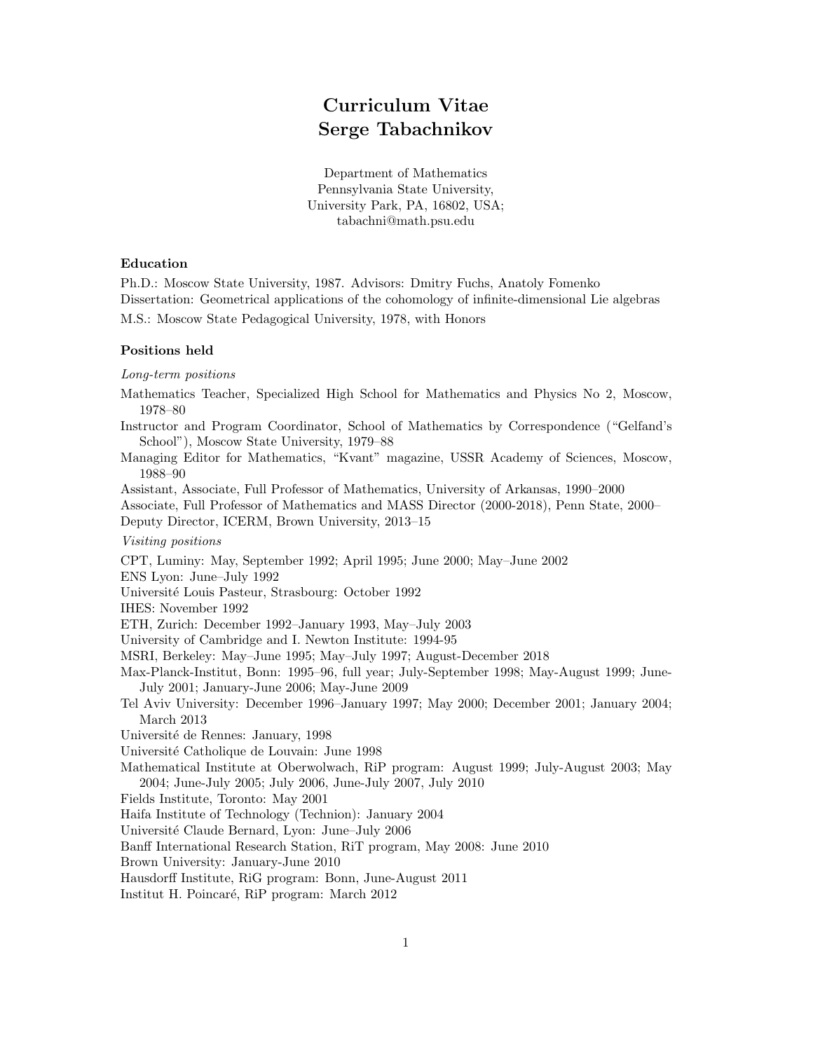# Curriculum Vitae
# Serge Tabachnikov

Department of Mathematics
Pennsylvania State University,
University Park, PA, 16802, USA;
tabachni@math.psu.edu

### Education

Ph.D.: Moscow State University, 1987. Advisors: Dmitry Fuchs, Anatoly Fomenko
Dissertation: Geometrical applications of the cohomology of infinite-dimensional Lie algebras

M.S.: Moscow State Pedagogical University, 1978, with Honors

### Positions held

*Long-term positions*

Mathematics Teacher, Specialized High School for Mathematics and Physics No 2, Moscow, 1978–80

Instructor and Program Coordinator, School of Mathematics by Correspondence ("Gelfand's School"), Moscow State University, 1979–88

Managing Editor for Mathematics, "Kvant" magazine, USSR Academy of Sciences, Moscow, 1988–90

Assistant, Associate, Full Professor of Mathematics, University of Arkansas, 1990–2000

Associate, Full Professor of Mathematics and MASS Director (2000-2018), Penn State, 2000–

Deputy Director, ICERM, Brown University, 2013–15

*Visiting positions*

CPT, Luminy: May, September 1992; April 1995; June 2000; May–June 2002

ENS Lyon: June–July 1992

Université Louis Pasteur, Strasbourg: October 1992

IHES: November 1992

ETH, Zurich: December 1992–January 1993, May–July 2003

University of Cambridge and I. Newton Institute: 1994-95

MSRI, Berkeley: May–June 1995; May–July 1997; August-December 2018

Max-Planck-Institut, Bonn: 1995–96, full year; July-September 1998; May-August 1999; June-July 2001; January-June 2006; May-June 2009

Tel Aviv University: December 1996–January 1997; May 2000; December 2001; January 2004; March 2013

Université de Rennes: January, 1998

Université Catholique de Louvain: June 1998

Mathematical Institute at Oberwolwach, RiP program: August 1999; July-August 2003; May 2004; June-July 2005; July 2006, June-July 2007, July 2010

Fields Institute, Toronto: May 2001

Haifa Institute of Technology (Technion): January 2004

Université Claude Bernard, Lyon: June–July 2006

Banff International Research Station, RiT program, May 2008: June 2010

Brown University: January-June 2010

Hausdorff Institute, RiG program: Bonn, June-August 2011

Institut H. Poincaré, RiP program: March 2012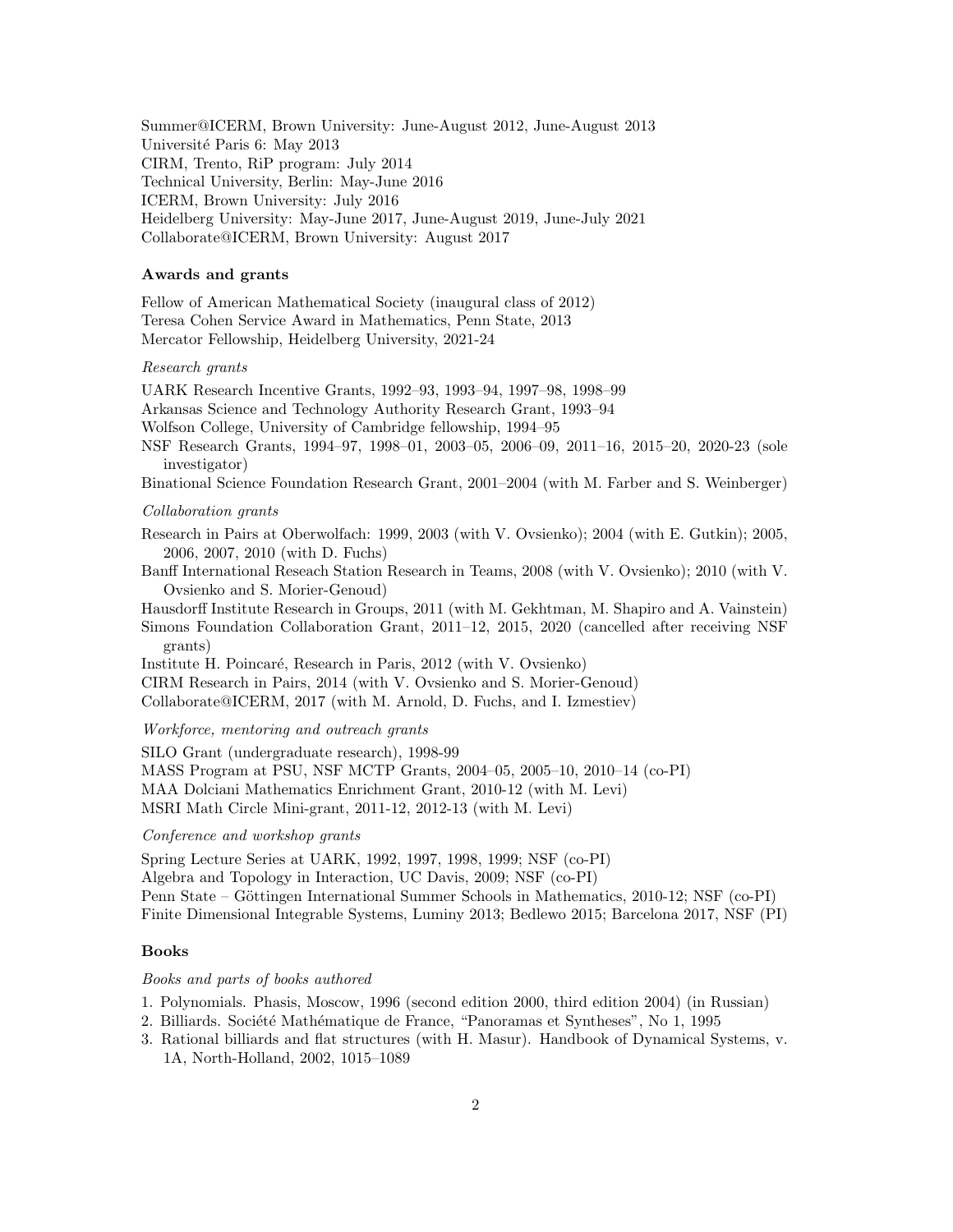Summer@ICERM, Brown University: June-August 2012, June-August 2013
Université Paris 6: May 2013
CIRM, Trento, RiP program: July 2014
Technical University, Berlin: May-June 2016
ICERM, Brown University: July 2016
Heidelberg University: May-June 2017, June-August 2019, June-July 2021
Collaborate@ICERM, Brown University: August 2017

### Awards and grants

Fellow of American Mathematical Society (inaugural class of 2012)
Teresa Cohen Service Award in Mathematics, Penn State, 2013
Mercator Fellowship, Heidelberg University, 2021-24

*Research grants*

UARK Research Incentive Grants, 1992–93, 1993–94, 1997–98, 1998–99
Arkansas Science and Technology Authority Research Grant, 1993–94
Wolfson College, University of Cambridge fellowship, 1994–95
NSF Research Grants, 1994–97, 1998–01, 2003–05, 2006–09, 2011–16, 2015–20, 2020-23 (sole investigator)
Binational Science Foundation Research Grant, 2001–2004 (with M. Farber and S. Weinberger)

*Collaboration grants*

Research in Pairs at Oberwolfach: 1999, 2003 (with V. Ovsienko); 2004 (with E. Gutkin); 2005, 2006, 2007, 2010 (with D. Fuchs)
Banff International Reseach Station Research in Teams, 2008 (with V. Ovsienko); 2010 (with V. Ovsienko and S. Morier-Genoud)
Hausdorff Institute Research in Groups, 2011 (with M. Gekhtman, M. Shapiro and A. Vainstein)
Simons Foundation Collaboration Grant, 2011–12, 2015, 2020 (cancelled after receiving NSF grants)
Institute H. Poincaré, Research in Paris, 2012 (with V. Ovsienko)
CIRM Research in Pairs, 2014 (with V. Ovsienko and S. Morier-Genoud)
Collaborate@ICERM, 2017 (with M. Arnold, D. Fuchs, and I. Izmestiev)

*Workforce, mentoring and outreach grants*

SILO Grant (undergraduate research), 1998-99
MASS Program at PSU, NSF MCTP Grants, 2004–05, 2005–10, 2010–14 (co-PI)
MAA Dolciani Mathematics Enrichment Grant, 2010-12 (with M. Levi)
MSRI Math Circle Mini-grant, 2011-12, 2012-13 (with M. Levi)

*Conference and workshop grants*

Spring Lecture Series at UARK, 1992, 1997, 1998, 1999; NSF (co-PI)
Algebra and Topology in Interaction, UC Davis, 2009; NSF (co-PI)
Penn State – Göttingen International Summer Schools in Mathematics, 2010-12; NSF (co-PI)
Finite Dimensional Integrable Systems, Luminy 2013; Bedlewo 2015; Barcelona 2017, NSF (PI)

### Books

*Books and parts of books authored*

1. Polynomials. Phasis, Moscow, 1996 (second edition 2000, third edition 2004) (in Russian)
2. Billiards. Société Mathématique de France, "Panoramas et Syntheses", No 1, 1995
3. Rational billiards and flat structures (with H. Masur). Handbook of Dynamical Systems, v. 1A, North-Holland, 2002, 1015–1089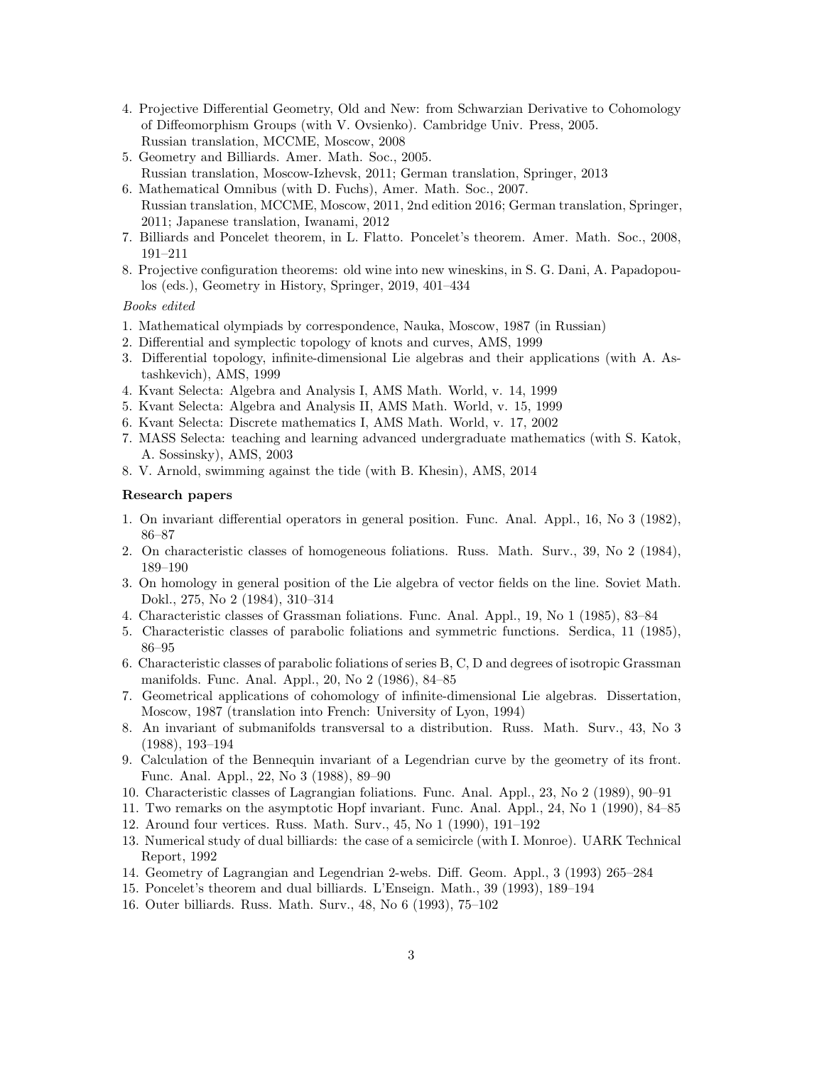4. Projective Differential Geometry, Old and New: from Schwarzian Derivative to Cohomology of Diffeomorphism Groups (with V. Ovsienko). Cambridge Univ. Press, 2005.
   Russian translation, MCCME, Moscow, 2008
5. Geometry and Billiards. Amer. Math. Soc., 2005.
   Russian translation, Moscow-Izhevsk, 2011; German translation, Springer, 2013
6. Mathematical Omnibus (with D. Fuchs), Amer. Math. Soc., 2007.
   Russian translation, MCCME, Moscow, 2011, 2nd edition 2016; German translation, Springer, 2011; Japanese translation, Iwanami, 2012
7. Billiards and Poncelet theorem, in L. Flatto. Poncelet's theorem. Amer. Math. Soc., 2008, 191–211
8. Projective configuration theorems: old wine into new wineskins, in S. G. Dani, A. Papadopoulos (eds.), Geometry in History, Springer, 2019, 401–434

*Books edited*

1. Mathematical olympiads by correspondence, Nauka, Moscow, 1987 (in Russian)
2. Differential and symplectic topology of knots and curves, AMS, 1999
3. Differential topology, infinite-dimensional Lie algebras and their applications (with A. Astashkevich), AMS, 1999
4. Kvant Selecta: Algebra and Analysis I, AMS Math. World, v. 14, 1999
5. Kvant Selecta: Algebra and Analysis II, AMS Math. World, v. 15, 1999
6. Kvant Selecta: Discrete mathematics I, AMS Math. World, v. 17, 2002
7. MASS Selecta: teaching and learning advanced undergraduate mathematics (with S. Katok, A. Sossinsky), AMS, 2003
8. V. Arnold, swimming against the tide (with B. Khesin), AMS, 2014

**Research papers**

1. On invariant differential operators in general position. Func. Anal. Appl., 16, No 3 (1982), 86–87
2. On characteristic classes of homogeneous foliations. Russ. Math. Surv., 39, No 2 (1984), 189–190
3. On homology in general position of the Lie algebra of vector fields on the line. Soviet Math. Dokl., 275, No 2 (1984), 310–314
4. Characteristic classes of Grassman foliations. Func. Anal. Appl., 19, No 1 (1985), 83–84
5. Characteristic classes of parabolic foliations and symmetric functions. Serdica, 11 (1985), 86–95
6. Characteristic classes of parabolic foliations of series B, C, D and degrees of isotropic Grassman manifolds. Func. Anal. Appl., 20, No 2 (1986), 84–85
7. Geometrical applications of cohomology of infinite-dimensional Lie algebras. Dissertation, Moscow, 1987 (translation into French: University of Lyon, 1994)
8. An invariant of submanifolds transversal to a distribution. Russ. Math. Surv., 43, No 3 (1988), 193–194
9. Calculation of the Bennequin invariant of a Legendrian curve by the geometry of its front. Func. Anal. Appl., 22, No 3 (1988), 89–90
10. Characteristic classes of Lagrangian foliations. Func. Anal. Appl., 23, No 2 (1989), 90–91
11. Two remarks on the asymptotic Hopf invariant. Func. Anal. Appl., 24, No 1 (1990), 84–85
12. Around four vertices. Russ. Math. Surv., 45, No 1 (1990), 191–192
13. Numerical study of dual billiards: the case of a semicircle (with I. Monroe). UARK Technical Report, 1992
14. Geometry of Lagrangian and Legendrian 2-webs. Diff. Geom. Appl., 3 (1993) 265–284
15. Poncelet's theorem and dual billiards. L'Enseign. Math., 39 (1993), 189–194
16. Outer billiards. Russ. Math. Surv., 48, No 6 (1993), 75–102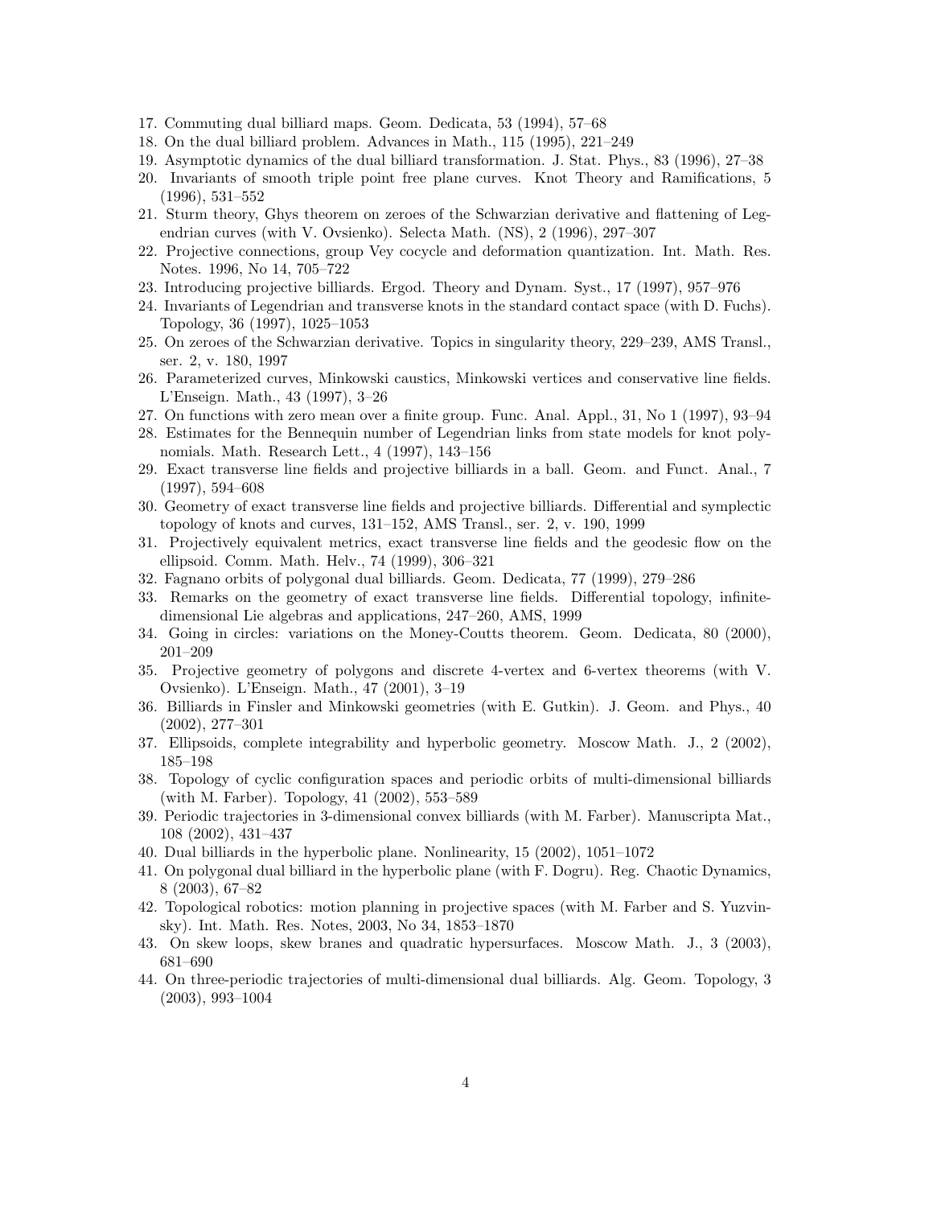17. Commuting dual billiard maps. Geom. Dedicata, 53 (1994), 57–68
18. On the dual billiard problem. Advances in Math., 115 (1995), 221–249
19. Asymptotic dynamics of the dual billiard transformation. J. Stat. Phys., 83 (1996), 27–38
20. Invariants of smooth triple point free plane curves. Knot Theory and Ramifications, 5 (1996), 531–552
21. Sturm theory, Ghys theorem on zeroes of the Schwarzian derivative and flattening of Legendrian curves (with V. Ovsienko). Selecta Math. (NS), 2 (1996), 297–307
22. Projective connections, group Vey cocycle and deformation quantization. Int. Math. Res. Notes. 1996, No 14, 705–722
23. Introducing projective billiards. Ergod. Theory and Dynam. Syst., 17 (1997), 957–976
24. Invariants of Legendrian and transverse knots in the standard contact space (with D. Fuchs). Topology, 36 (1997), 1025–1053
25. On zeroes of the Schwarzian derivative. Topics in singularity theory, 229–239, AMS Transl., ser. 2, v. 180, 1997
26. Parameterized curves, Minkowski caustics, Minkowski vertices and conservative line fields. L'Enseign. Math., 43 (1997), 3–26
27. On functions with zero mean over a finite group. Func. Anal. Appl., 31, No 1 (1997), 93–94
28. Estimates for the Bennequin number of Legendrian links from state models for knot polynomials. Math. Research Lett., 4 (1997), 143–156
29. Exact transverse line fields and projective billiards in a ball. Geom. and Funct. Anal., 7 (1997), 594–608
30. Geometry of exact transverse line fields and projective billiards. Differential and symplectic topology of knots and curves, 131–152, AMS Transl., ser. 2, v. 190, 1999
31. Projectively equivalent metrics, exact transverse line fields and the geodesic flow on the ellipsoid. Comm. Math. Helv., 74 (1999), 306–321
32. Fagnano orbits of polygonal dual billiards. Geom. Dedicata, 77 (1999), 279–286
33. Remarks on the geometry of exact transverse line fields. Differential topology, infinite-dimensional Lie algebras and applications, 247–260, AMS, 1999
34. Going in circles: variations on the Money-Coutts theorem. Geom. Dedicata, 80 (2000), 201–209
35. Projective geometry of polygons and discrete 4-vertex and 6-vertex theorems (with V. Ovsienko). L'Enseign. Math., 47 (2001), 3–19
36. Billiards in Finsler and Minkowski geometries (with E. Gutkin). J. Geom. and Phys., 40 (2002), 277–301
37. Ellipsoids, complete integrability and hyperbolic geometry. Moscow Math. J., 2 (2002), 185–198
38. Topology of cyclic configuration spaces and periodic orbits of multi-dimensional billiards (with M. Farber). Topology, 41 (2002), 553–589
39. Periodic trajectories in 3-dimensional convex billiards (with M. Farber). Manuscripta Mat., 108 (2002), 431–437
40. Dual billiards in the hyperbolic plane. Nonlinearity, 15 (2002), 1051–1072
41. On polygonal dual billiard in the hyperbolic plane (with F. Dogru). Reg. Chaotic Dynamics, 8 (2003), 67–82
42. Topological robotics: motion planning in projective spaces (with M. Farber and S. Yuzvinsky). Int. Math. Res. Notes, 2003, No 34, 1853–1870
43. On skew loops, skew branes and quadratic hypersurfaces. Moscow Math. J., 3 (2003), 681–690
44. On three-periodic trajectories of multi-dimensional dual billiards. Alg. Geom. Topology, 3 (2003), 993–1004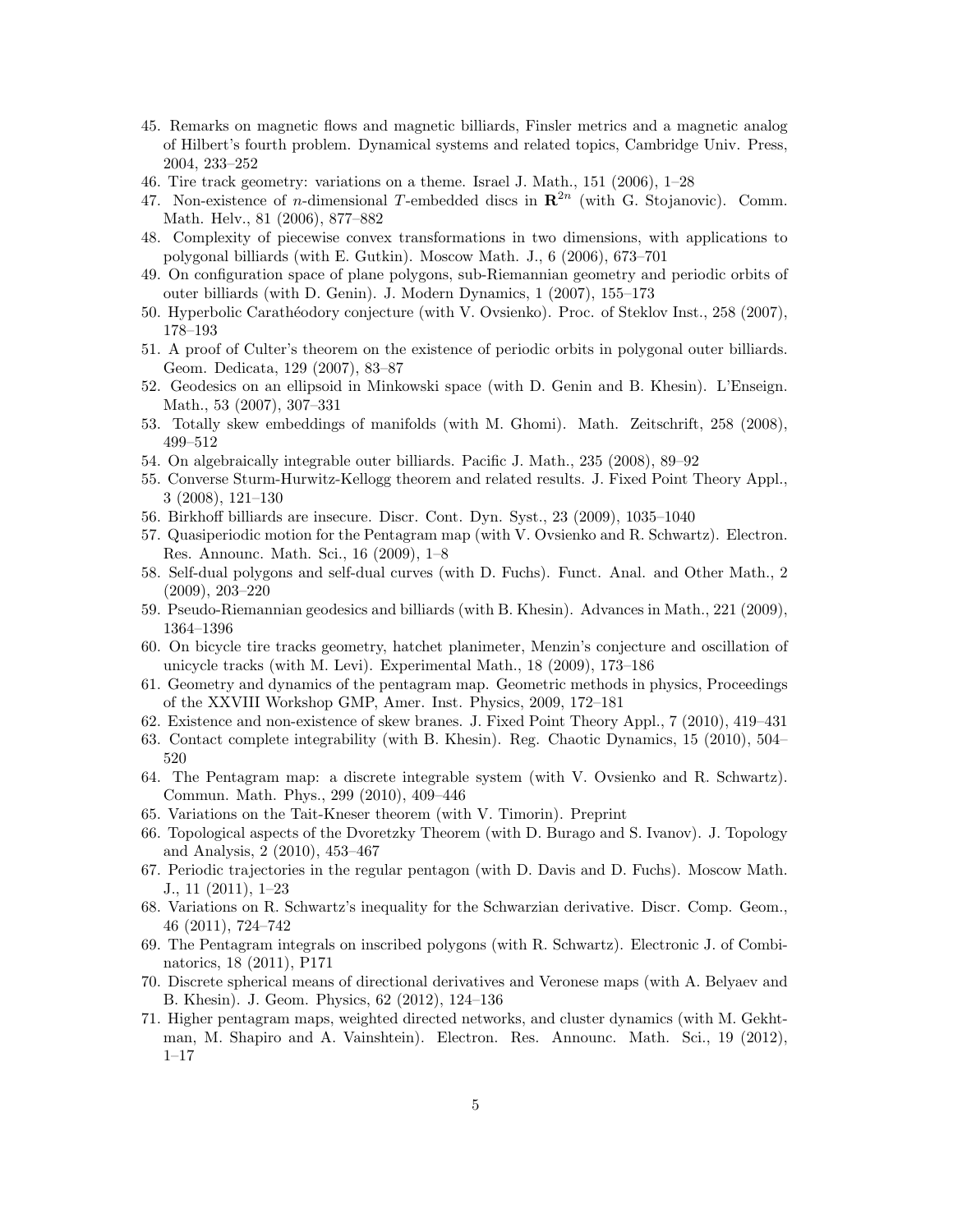45. Remarks on magnetic flows and magnetic billiards, Finsler metrics and a magnetic analog of Hilbert's fourth problem. Dynamical systems and related topics, Cambridge Univ. Press, 2004, 233–252
46. Tire track geometry: variations on a theme. Israel J. Math., 151 (2006), 1–28
47. Non-existence of $n$-dimensional $T$-embedded discs in $\mathbf{R}^{2n}$ (with G. Stojanovic). Comm. Math. Helv., 81 (2006), 877–882
48. Complexity of piecewise convex transformations in two dimensions, with applications to polygonal billiards (with E. Gutkin). Moscow Math. J., 6 (2006), 673–701
49. On configuration space of plane polygons, sub-Riemannian geometry and periodic orbits of outer billiards (with D. Genin). J. Modern Dynamics, 1 (2007), 155–173
50. Hyperbolic Carathéodory conjecture (with V. Ovsienko). Proc. of Steklov Inst., 258 (2007), 178–193
51. A proof of Culter's theorem on the existence of periodic orbits in polygonal outer billiards. Geom. Dedicata, 129 (2007), 83–87
52. Geodesics on an ellipsoid in Minkowski space (with D. Genin and B. Khesin). L'Enseign. Math., 53 (2007), 307–331
53. Totally skew embeddings of manifolds (with M. Ghomi). Math. Zeitschrift, 258 (2008), 499–512
54. On algebraically integrable outer billiards. Pacific J. Math., 235 (2008), 89–92
55. Converse Sturm-Hurwitz-Kellogg theorem and related results. J. Fixed Point Theory Appl., 3 (2008), 121–130
56. Birkhoff billiards are insecure. Discr. Cont. Dyn. Syst., 23 (2009), 1035–1040
57. Quasiperiodic motion for the Pentagram map (with V. Ovsienko and R. Schwartz). Electron. Res. Announc. Math. Sci., 16 (2009), 1–8
58. Self-dual polygons and self-dual curves (with D. Fuchs). Funct. Anal. and Other Math., 2 (2009), 203–220
59. Pseudo-Riemannian geodesics and billiards (with B. Khesin). Advances in Math., 221 (2009), 1364–1396
60. On bicycle tire tracks geometry, hatchet planimeter, Menzin's conjecture and oscillation of unicycle tracks (with M. Levi). Experimental Math., 18 (2009), 173–186
61. Geometry and dynamics of the pentagram map. Geometric methods in physics, Proceedings of the XXVIII Workshop GMP, Amer. Inst. Physics, 2009, 172–181
62. Existence and non-existence of skew branes. J. Fixed Point Theory Appl., 7 (2010), 419–431
63. Contact complete integrability (with B. Khesin). Reg. Chaotic Dynamics, 15 (2010), 504–520
64. The Pentagram map: a discrete integrable system (with V. Ovsienko and R. Schwartz). Commun. Math. Phys., 299 (2010), 409–446
65. Variations on the Tait-Kneser theorem (with V. Timorin). Preprint
66. Topological aspects of the Dvoretzky Theorem (with D. Burago and S. Ivanov). J. Topology and Analysis, 2 (2010), 453–467
67. Periodic trajectories in the regular pentagon (with D. Davis and D. Fuchs). Moscow Math. J., 11 (2011), 1–23
68. Variations on R. Schwartz's inequality for the Schwarzian derivative. Discr. Comp. Geom., 46 (2011), 724–742
69. The Pentagram integrals on inscribed polygons (with R. Schwartz). Electronic J. of Combinatorics, 18 (2011), P171
70. Discrete spherical means of directional derivatives and Veronese maps (with A. Belyaev and B. Khesin). J. Geom. Physics, 62 (2012), 124–136
71. Higher pentagram maps, weighted directed networks, and cluster dynamics (with M. Gekhtman, M. Shapiro and A. Vainshtein). Electron. Res. Announc. Math. Sci., 19 (2012), 1–17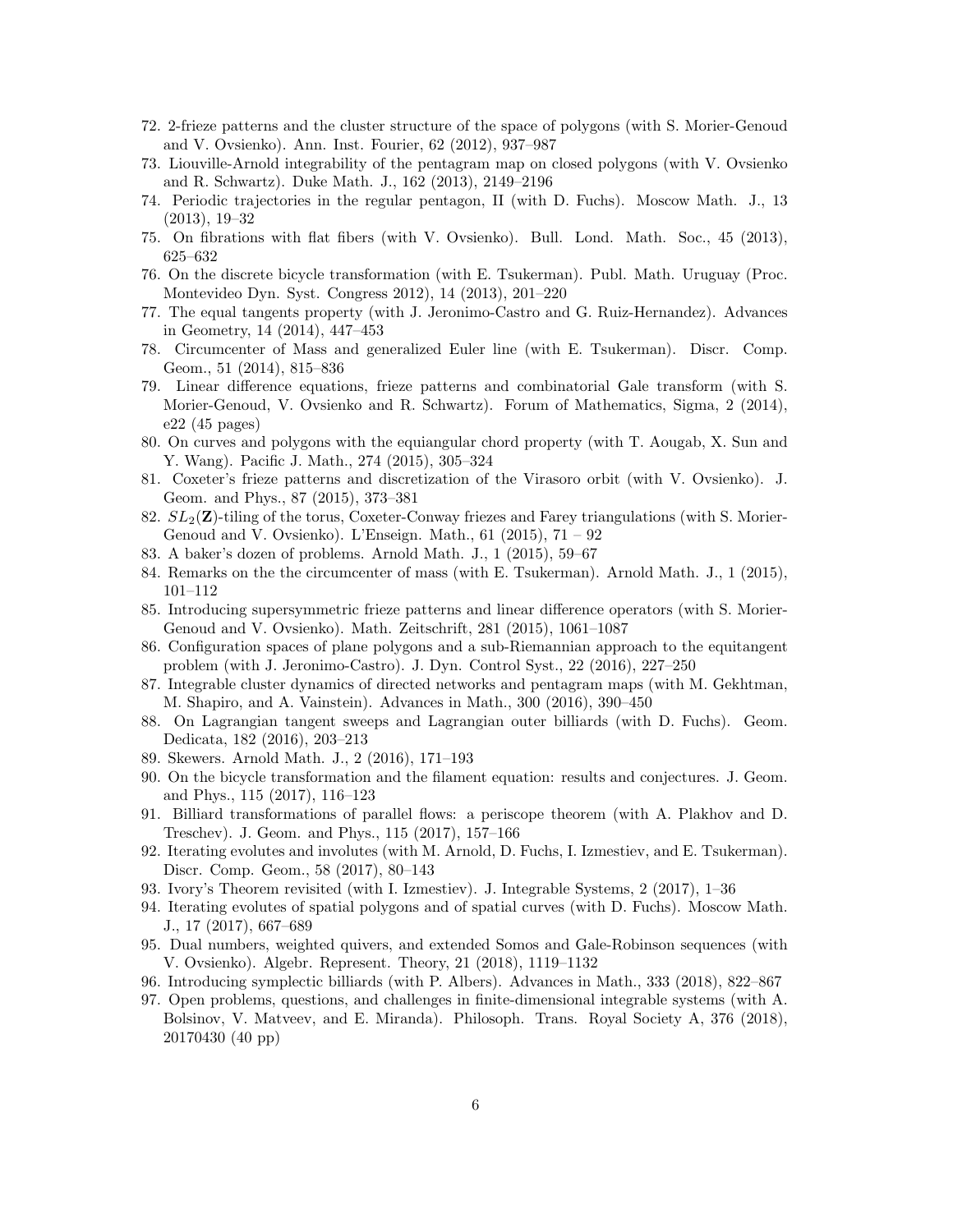72. 2-frieze patterns and the cluster structure of the space of polygons (with S. Morier-Genoud and V. Ovsienko). Ann. Inst. Fourier, 62 (2012), 937–987
73. Liouville-Arnold integrability of the pentagram map on closed polygons (with V. Ovsienko and R. Schwartz). Duke Math. J., 162 (2013), 2149–2196
74. Periodic trajectories in the regular pentagon, II (with D. Fuchs). Moscow Math. J., 13 (2013), 19–32
75. On fibrations with flat fibers (with V. Ovsienko). Bull. Lond. Math. Soc., 45 (2013), 625–632
76. On the discrete bicycle transformation (with E. Tsukerman). Publ. Math. Uruguay (Proc. Montevideo Dyn. Syst. Congress 2012), 14 (2013), 201–220
77. The equal tangents property (with J. Jeronimo-Castro and G. Ruiz-Hernandez). Advances in Geometry, 14 (2014), 447–453
78. Circumcenter of Mass and generalized Euler line (with E. Tsukerman). Discr. Comp. Geom., 51 (2014), 815–836
79. Linear difference equations, frieze patterns and combinatorial Gale transform (with S. Morier-Genoud, V. Ovsienko and R. Schwartz). Forum of Mathematics, Sigma, 2 (2014), e22 (45 pages)
80. On curves and polygons with the equiangular chord property (with T. Aougab, X. Sun and Y. Wang). Pacific J. Math., 274 (2015), 305–324
81. Coxeter's frieze patterns and discretization of the Virasoro orbit (with V. Ovsienko). J. Geom. and Phys., 87 (2015), 373–381
82. $SL_2(\mathbf{Z})$-tiling of the torus, Coxeter-Conway friezes and Farey triangulations (with S. Morier-Genoud and V. Ovsienko). L'Enseign. Math., 61 (2015), 71 – 92
83. A baker's dozen of problems. Arnold Math. J., 1 (2015), 59–67
84. Remarks on the the circumcenter of mass (with E. Tsukerman). Arnold Math. J., 1 (2015), 101–112
85. Introducing supersymmetric frieze patterns and linear difference operators (with S. Morier-Genoud and V. Ovsienko). Math. Zeitschrift, 281 (2015), 1061–1087
86. Configuration spaces of plane polygons and a sub-Riemannian approach to the equitangent problem (with J. Jeronimo-Castro). J. Dyn. Control Syst., 22 (2016), 227–250
87. Integrable cluster dynamics of directed networks and pentagram maps (with M. Gekhtman, M. Shapiro, and A. Vainstein). Advances in Math., 300 (2016), 390–450
88. On Lagrangian tangent sweeps and Lagrangian outer billiards (with D. Fuchs). Geom. Dedicata, 182 (2016), 203–213
89. Skewers. Arnold Math. J., 2 (2016), 171–193
90. On the bicycle transformation and the filament equation: results and conjectures. J. Geom. and Phys., 115 (2017), 116–123
91. Billiard transformations of parallel flows: a periscope theorem (with A. Plakhov and D. Treschev). J. Geom. and Phys., 115 (2017), 157–166
92. Iterating evolutes and involutes (with M. Arnold, D. Fuchs, I. Izmestiev, and E. Tsukerman). Discr. Comp. Geom., 58 (2017), 80–143
93. Ivory's Theorem revisited (with I. Izmestiev). J. Integrable Systems, 2 (2017), 1–36
94. Iterating evolutes of spatial polygons and of spatial curves (with D. Fuchs). Moscow Math. J., 17 (2017), 667–689
95. Dual numbers, weighted quivers, and extended Somos and Gale-Robinson sequences (with V. Ovsienko). Algebr. Represent. Theory, 21 (2018), 1119–1132
96. Introducing symplectic billiards (with P. Albers). Advances in Math., 333 (2018), 822–867
97. Open problems, questions, and challenges in finite-dimensional integrable systems (with A. Bolsinov, V. Matveev, and E. Miranda). Philosoph. Trans. Royal Society A, 376 (2018), 20170430 (40 pp)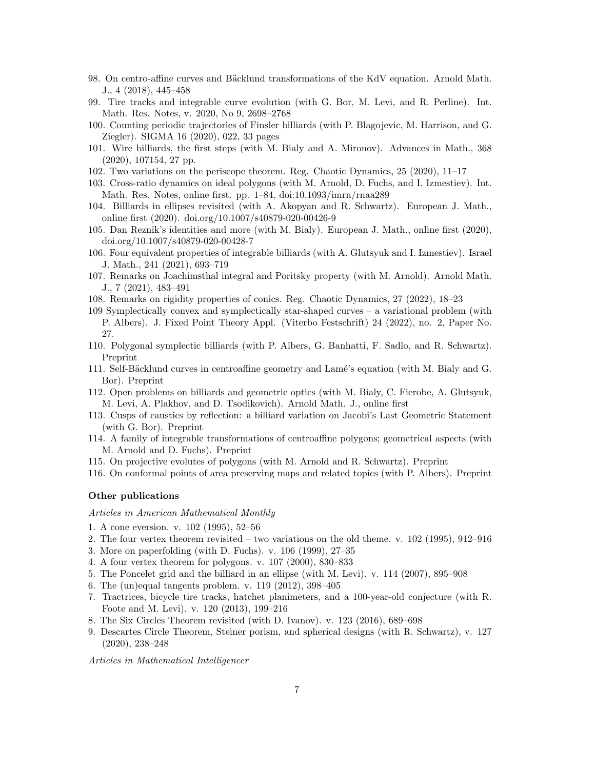98. On centro-affine curves and Bäcklund transformations of the KdV equation. Arnold Math. J., 4 (2018), 445–458
99. Tire tracks and integrable curve evolution (with G. Bor, M. Levi, and R. Perline). Int. Math. Res. Notes, v. 2020, No 9, 2698–2768
100. Counting periodic trajectories of Finsler billiards (with P. Blagojevic, M. Harrison, and G. Ziegler). SIGMA 16 (2020), 022, 33 pages
101. Wire billiards, the first steps (with M. Bialy and A. Mironov). Advances in Math., 368 (2020), 107154, 27 pp.
102. Two variations on the periscope theorem. Reg. Chaotic Dynamics, 25 (2020), 11–17
103. Cross-ratio dynamics on ideal polygons (with M. Arnold, D. Fuchs, and I. Izmestiev). Int. Math. Res. Notes, online first. pp. 1–84, doi:10.1093/imrn/rnaa289
104. Billiards in ellipses revisited (with A. Akopyan and R. Schwartz). European J. Math., online first (2020). doi.org/10.1007/s40879-020-00426-9
105. Dan Reznik's identities and more (with M. Bialy). European J. Math., online first (2020), doi.org/10.1007/s40879-020-00428-7
106. Four equivalent properties of integrable billiards (with A. Glutsyuk and I. Izmestiev). Israel J. Math., 241 (2021), 693–719
107. Remarks on Joachimsthal integral and Poritsky property (with M. Arnold). Arnold Math. J., 7 (2021), 483–491
108. Remarks on rigidity properties of conics. Reg. Chaotic Dynamics, 27 (2022), 18–23
109 Symplectically convex and symplectically star-shaped curves – a variational problem (with P. Albers). J. Fixed Point Theory Appl. (Viterbo Festschrift) 24 (2022), no. 2, Paper No. 27.
110. Polygonal symplectic billiards (with P. Albers, G. Banhatti, F. Sadlo, and R. Schwartz). Preprint
111. Self-Bäcklund curves in centroaffine geometry and Lamé's equation (with M. Bialy and G. Bor). Preprint
112. Open problems on billiards and geometric optics (with M. Bialy, C. Fierobe, A. Glutsyuk, M. Levi, A. Plakhov, and D. Tsodikovich). Arnold Math. J., online first
113. Cusps of caustics by reflection: a billiard variation on Jacobi's Last Geometric Statement (with G. Bor). Preprint
114. A family of integrable transformations of centroaffine polygons; geometrical aspects (with M. Arnold and D. Fuchs). Preprint
115. On projective evolutes of polygons (with M. Arnold and R. Schwartz). Preprint
116. On conformal points of area preserving maps and related topics (with P. Albers). Preprint

### Other publications

*Articles in American Mathematical Monthly*

1. A cone eversion. v. 102 (1995), 52–56
2. The four vertex theorem revisited – two variations on the old theme. v. 102 (1995), 912–916
3. More on paperfolding (with D. Fuchs). v. 106 (1999), 27–35
4. A four vertex theorem for polygons. v. 107 (2000), 830–833
5. The Poncelet grid and the billiard in an ellipse (with M. Levi). v. 114 (2007), 895–908
6. The (un)equal tangents problem. v. 119 (2012), 398–405
7. Tractrices, bicycle tire tracks, hatchet planimeters, and a 100-year-old conjecture (with R. Foote and M. Levi). v. 120 (2013), 199–216
8. The Six Circles Theorem revisited (with D. Ivanov). v. 123 (2016), 689–698
9. Descartes Circle Theorem, Steiner porism, and spherical designs (with R. Schwartz), v. 127 (2020), 238–248

*Articles in Mathematical Intelligencer*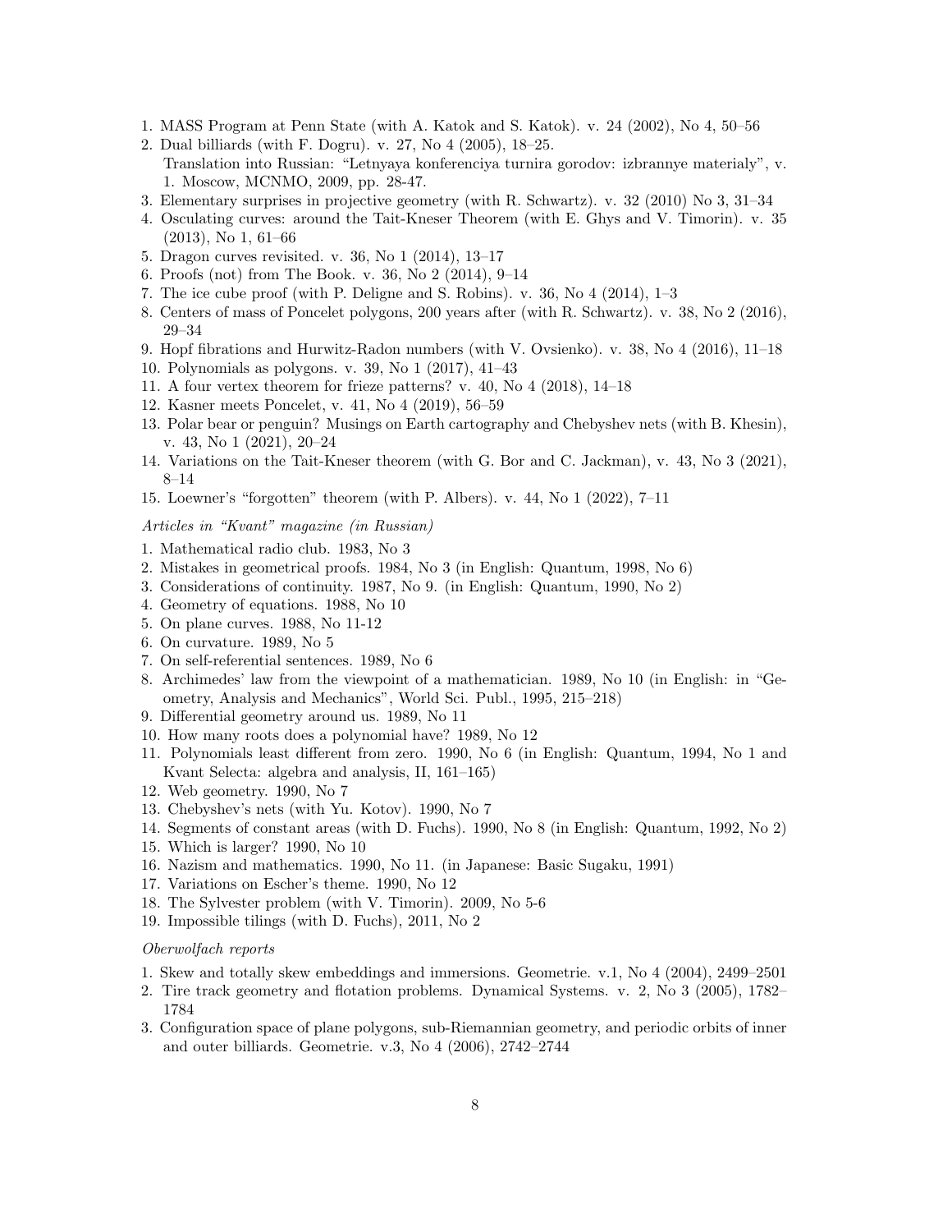1. MASS Program at Penn State (with A. Katok and S. Katok). v. 24 (2002), No 4, 50–56
2. Dual billiards (with F. Dogru). v. 27, No 4 (2005), 18–25.
   Translation into Russian: "Letnyaya konferenciya turnira gorodov: izbrannye materialy", v. 1. Moscow, MCNMO, 2009, pp. 28-47.
3. Elementary surprises in projective geometry (with R. Schwartz). v. 32 (2010) No 3, 31–34
4. Osculating curves: around the Tait-Kneser Theorem (with E. Ghys and V. Timorin). v. 35 (2013), No 1, 61–66
5. Dragon curves revisited. v. 36, No 1 (2014), 13–17
6. Proofs (not) from The Book. v. 36, No 2 (2014), 9–14
7. The ice cube proof (with P. Deligne and S. Robins). v. 36, No 4 (2014), 1–3
8. Centers of mass of Poncelet polygons, 200 years after (with R. Schwartz). v. 38, No 2 (2016), 29–34
9. Hopf fibrations and Hurwitz-Radon numbers (with V. Ovsienko). v. 38, No 4 (2016), 11–18
10. Polynomials as polygons. v. 39, No 1 (2017), 41–43
11. A four vertex theorem for frieze patterns? v. 40, No 4 (2018), 14–18
12. Kasner meets Poncelet, v. 41, No 4 (2019), 56–59
13. Polar bear or penguin? Musings on Earth cartography and Chebyshev nets (with B. Khesin), v. 43, No 1 (2021), 20–24
14. Variations on the Tait-Kneser theorem (with G. Bor and C. Jackman), v. 43, No 3 (2021), 8–14
15. Loewner's "forgotten" theorem (with P. Albers). v. 44, No 1 (2022), 7–11

*Articles in "Kvant" magazine (in Russian)*

1. Mathematical radio club. 1983, No 3
2. Mistakes in geometrical proofs. 1984, No 3 (in English: Quantum, 1998, No 6)
3. Considerations of continuity. 1987, No 9. (in English: Quantum, 1990, No 2)
4. Geometry of equations. 1988, No 10
5. On plane curves. 1988, No 11-12
6. On curvature. 1989, No 5
7. On self-referential sentences. 1989, No 6
8. Archimedes' law from the viewpoint of a mathematician. 1989, No 10 (in English: in "Geometry, Analysis and Mechanics", World Sci. Publ., 1995, 215–218)
9. Differential geometry around us. 1989, No 11
10. How many roots does a polynomial have? 1989, No 12
11. Polynomials least different from zero. 1990, No 6 (in English: Quantum, 1994, No 1 and Kvant Selecta: algebra and analysis, II, 161–165)
12. Web geometry. 1990, No 7
13. Chebyshev's nets (with Yu. Kotov). 1990, No 7
14. Segments of constant areas (with D. Fuchs). 1990, No 8 (in English: Quantum, 1992, No 2)
15. Which is larger? 1990, No 10
16. Nazism and mathematics. 1990, No 11. (in Japanese: Basic Sugaku, 1991)
17. Variations on Escher's theme. 1990, No 12
18. The Sylvester problem (with V. Timorin). 2009, No 5-6
19. Impossible tilings (with D. Fuchs), 2011, No 2

*Oberwolfach reports*

1. Skew and totally skew embeddings and immersions. Geometrie. v.1, No 4 (2004), 2499–2501
2. Tire track geometry and flotation problems. Dynamical Systems. v. 2, No 3 (2005), 1782–1784
3. Configuration space of plane polygons, sub-Riemannian geometry, and periodic orbits of inner and outer billiards. Geometrie. v.3, No 4 (2006), 2742–2744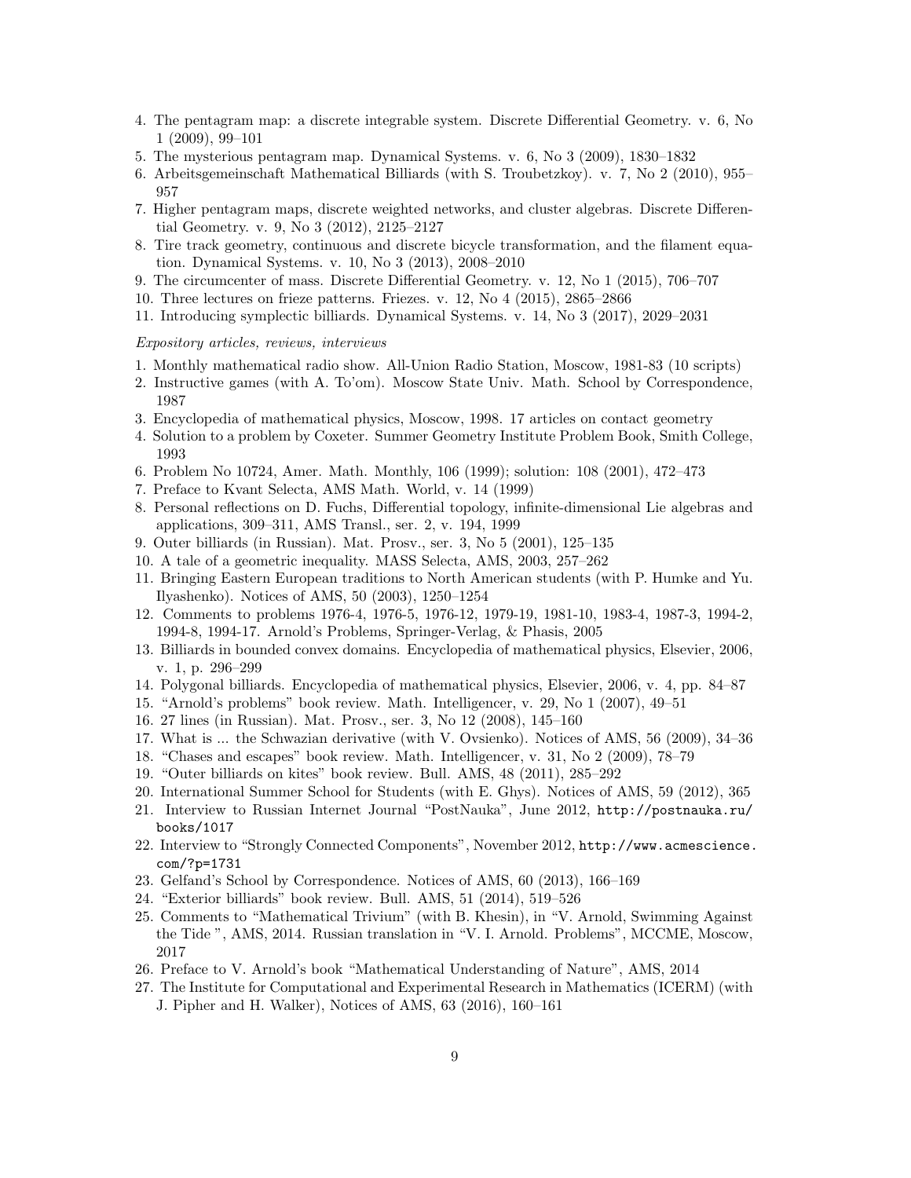4. The pentagram map: a discrete integrable system. Discrete Differential Geometry. v. 6, No 1 (2009), 99–101
5. The mysterious pentagram map. Dynamical Systems. v. 6, No 3 (2009), 1830–1832
6. Arbeitsgemeinschaft Mathematical Billiards (with S. Troubetzkoy). v. 7, No 2 (2010), 955–957
7. Higher pentagram maps, discrete weighted networks, and cluster algebras. Discrete Differential Geometry. v. 9, No 3 (2012), 2125–2127
8. Tire track geometry, continuous and discrete bicycle transformation, and the filament equation. Dynamical Systems. v. 10, No 3 (2013), 2008–2010
9. The circumcenter of mass. Discrete Differential Geometry. v. 12, No 1 (2015), 706–707
10. Three lectures on frieze patterns. Friezes. v. 12, No 4 (2015), 2865–2866
11. Introducing symplectic billiards. Dynamical Systems. v. 14, No 3 (2017), 2029–2031

*Expository articles, reviews, interviews*

1. Monthly mathematical radio show. All-Union Radio Station, Moscow, 1981-83 (10 scripts)
2. Instructive games (with A. To'om). Moscow State Univ. Math. School by Correspondence, 1987
3. Encyclopedia of mathematical physics, Moscow, 1998. 17 articles on contact geometry
4. Solution to a problem by Coxeter. Summer Geometry Institute Problem Book, Smith College, 1993
6. Problem No 10724, Amer. Math. Monthly, 106 (1999); solution: 108 (2001), 472–473
7. Preface to Kvant Selecta, AMS Math. World, v. 14 (1999)
8. Personal reflections on D. Fuchs, Differential topology, infinite-dimensional Lie algebras and applications, 309–311, AMS Transl., ser. 2, v. 194, 1999
9. Outer billiards (in Russian). Mat. Prosv., ser. 3, No 5 (2001), 125–135
10. A tale of a geometric inequality. MASS Selecta, AMS, 2003, 257–262
11. Bringing Eastern European traditions to North American students (with P. Humke and Yu. Ilyashenko). Notices of AMS, 50 (2003), 1250–1254
12. Comments to problems 1976-4, 1976-5, 1976-12, 1979-19, 1981-10, 1983-4, 1987-3, 1994-2, 1994-8, 1994-17. Arnold's Problems, Springer-Verlag, & Phasis, 2005
13. Billiards in bounded convex domains. Encyclopedia of mathematical physics, Elsevier, 2006, v. 1, p. 296–299
14. Polygonal billiards. Encyclopedia of mathematical physics, Elsevier, 2006, v. 4, pp. 84–87
15. "Arnold's problems" book review. Math. Intelligencer, v. 29, No 1 (2007), 49–51
16. 27 lines (in Russian). Mat. Prosv., ser. 3, No 12 (2008), 145–160
17. What is ... the Schwazian derivative (with V. Ovsienko). Notices of AMS, 56 (2009), 34–36
18. "Chases and escapes" book review. Math. Intelligencer, v. 31, No 2 (2009), 78–79
19. "Outer billiards on kites" book review. Bull. AMS, 48 (2011), 285–292
20. International Summer School for Students (with E. Ghys). Notices of AMS, 59 (2012), 365
21. Interview to Russian Internet Journal "PostNauka", June 2012, `http://postnauka.ru/books/1017`
22. Interview to "Strongly Connected Components", November 2012, `http://www.acmescience.com/?p=1731`
23. Gelfand's School by Correspondence. Notices of AMS, 60 (2013), 166–169
24. "Exterior billiards" book review. Bull. AMS, 51 (2014), 519–526
25. Comments to "Mathematical Trivium" (with B. Khesin), in "V. Arnold, Swimming Against the Tide ", AMS, 2014. Russian translation in "V. I. Arnold. Problems", MCCME, Moscow, 2017
26. Preface to V. Arnold's book "Mathematical Understanding of Nature", AMS, 2014
27. The Institute for Computational and Experimental Research in Mathematics (ICERM) (with J. Pipher and H. Walker), Notices of AMS, 63 (2016), 160–161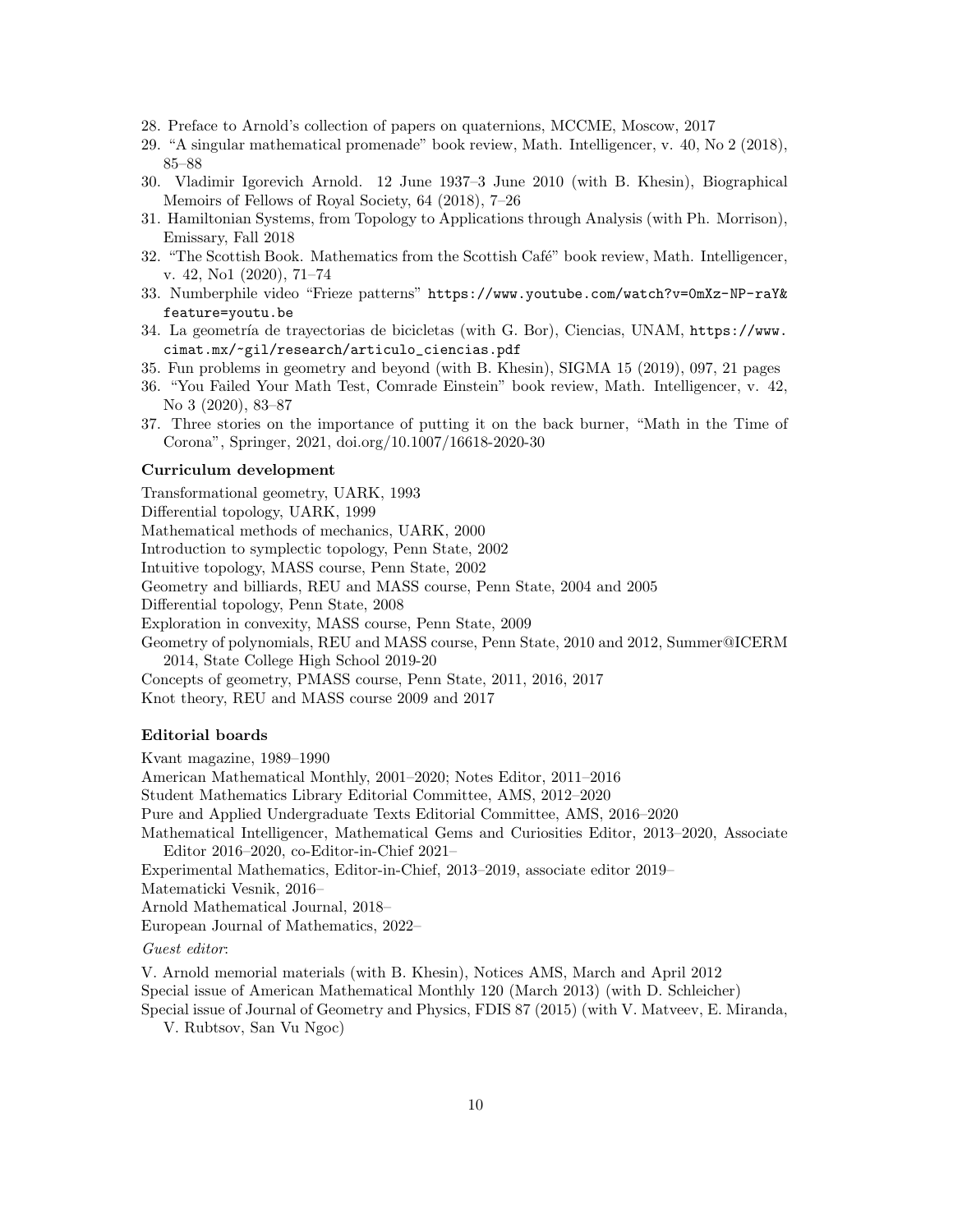28. Preface to Arnold's collection of papers on quaternions, MCCME, Moscow, 2017
29. "A singular mathematical promenade" book review, Math. Intelligencer, v. 40, No 2 (2018), 85–88
30. Vladimir Igorevich Arnold. 12 June 1937–3 June 2010 (with B. Khesin), Biographical Memoirs of Fellows of Royal Society, 64 (2018), 7–26
31. Hamiltonian Systems, from Topology to Applications through Analysis (with Ph. Morrison), Emissary, Fall 2018
32. "The Scottish Book. Mathematics from the Scottish Café" book review, Math. Intelligencer, v. 42, No1 (2020), 71–74
33. Numberphile video "Frieze patterns" `https://www.youtube.com/watch?v=0mXz-NP-raY&feature=youtu.be`
34. La geometría de trayectorias de bicicletas (with G. Bor), Ciencias, UNAM, `https://www.cimat.mx/~gil/research/articulo_ciencias.pdf`
35. Fun problems in geometry and beyond (with B. Khesin), SIGMA 15 (2019), 097, 21 pages
36. "You Failed Your Math Test, Comrade Einstein" book review, Math. Intelligencer, v. 42, No 3 (2020), 83–87
37. Three stories on the importance of putting it on the back burner, "Math in the Time of Corona", Springer, 2021, doi.org/10.1007/16618-2020-30

**Curriculum development**

Transformational geometry, UARK, 1993
Differential topology, UARK, 1999
Mathematical methods of mechanics, UARK, 2000
Introduction to symplectic topology, Penn State, 2002
Intuitive topology, MASS course, Penn State, 2002
Geometry and billiards, REU and MASS course, Penn State, 2004 and 2005
Differential topology, Penn State, 2008
Exploration in convexity, MASS course, Penn State, 2009
Geometry of polynomials, REU and MASS course, Penn State, 2010 and 2012, Summer@ICERM 2014, State College High School 2019-20
Concepts of geometry, PMASS course, Penn State, 2011, 2016, 2017
Knot theory, REU and MASS course 2009 and 2017

**Editorial boards**

Kvant magazine, 1989–1990
American Mathematical Monthly, 2001–2020; Notes Editor, 2011–2016
Student Mathematics Library Editorial Committee, AMS, 2012–2020
Pure and Applied Undergraduate Texts Editorial Committee, AMS, 2016–2020
Mathematical Intelligencer, Mathematical Gems and Curiosities Editor, 2013–2020, Associate Editor 2016–2020, co-Editor-in-Chief 2021–
Experimental Mathematics, Editor-in-Chief, 2013–2019, associate editor 2019–
Matematicki Vesnik, 2016–
Arnold Mathematical Journal, 2018–
European Journal of Mathematics, 2022–

*Guest editor*:

V. Arnold memorial materials (with B. Khesin), Notices AMS, March and April 2012
Special issue of American Mathematical Monthly 120 (March 2013) (with D. Schleicher)
Special issue of Journal of Geometry and Physics, FDIS 87 (2015) (with V. Matveev, E. Miranda, V. Rubtsov, San Vu Ngoc)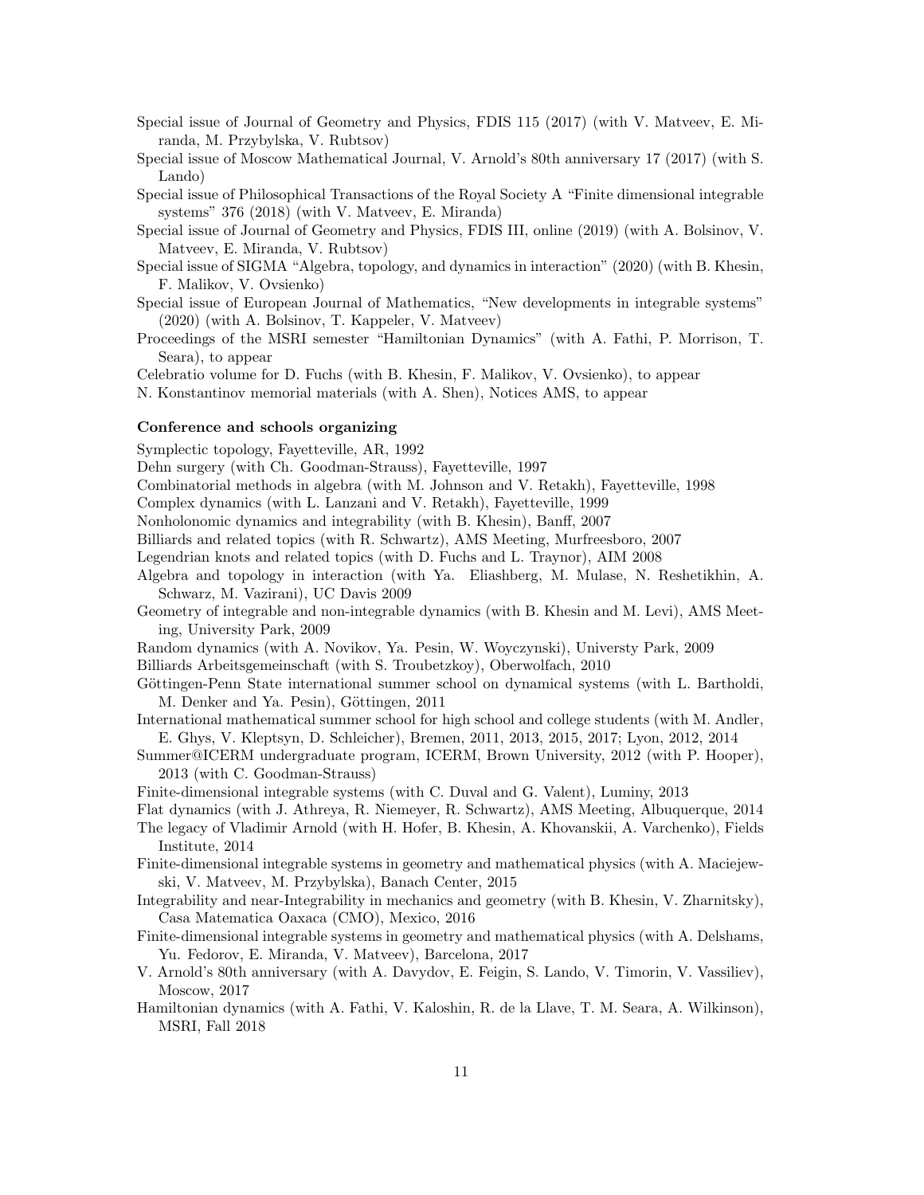Special issue of Journal of Geometry and Physics, FDIS 115 (2017) (with V. Matveev, E. Miranda, M. Przybylska, V. Rubtsov)

Special issue of Moscow Mathematical Journal, V. Arnold's 80th anniversary 17 (2017) (with S. Lando)

Special issue of Philosophical Transactions of the Royal Society A "Finite dimensional integrable systems" 376 (2018) (with V. Matveev, E. Miranda)

Special issue of Journal of Geometry and Physics, FDIS III, online (2019) (with A. Bolsinov, V. Matveev, E. Miranda, V. Rubtsov)

Special issue of SIGMA "Algebra, topology, and dynamics in interaction" (2020) (with B. Khesin, F. Malikov, V. Ovsienko)

Special issue of European Journal of Mathematics, "New developments in integrable systems" (2020) (with A. Bolsinov, T. Kappeler, V. Matveev)

Proceedings of the MSRI semester "Hamiltonian Dynamics" (with A. Fathi, P. Morrison, T. Seara), to appear

Celebratio volume for D. Fuchs (with B. Khesin, F. Malikov, V. Ovsienko), to appear

N. Konstantinov memorial materials (with A. Shen), Notices AMS, to appear

### Conference and schools organizing

Symplectic topology, Fayetteville, AR, 1992

Dehn surgery (with Ch. Goodman-Strauss), Fayetteville, 1997

Combinatorial methods in algebra (with M. Johnson and V. Retakh), Fayetteville, 1998

Complex dynamics (with L. Lanzani and V. Retakh), Fayetteville, 1999

Nonholonomic dynamics and integrability (with B. Khesin), Banff, 2007

Billiards and related topics (with R. Schwartz), AMS Meeting, Murfreesboro, 2007

Legendrian knots and related topics (with D. Fuchs and L. Traynor), AIM 2008

Algebra and topology in interaction (with Ya. Eliashberg, M. Mulase, N. Reshetikhin, A. Schwarz, M. Vazirani), UC Davis 2009

Geometry of integrable and non-integrable dynamics (with B. Khesin and M. Levi), AMS Meeting, University Park, 2009

Random dynamics (with A. Novikov, Ya. Pesin, W. Woyczynski), Universty Park, 2009

Billiards Arbeitsgemeinschaft (with S. Troubetzkoy), Oberwolfach, 2010

Göttingen-Penn State international summer school on dynamical systems (with L. Bartholdi, M. Denker and Ya. Pesin), Göttingen, 2011

International mathematical summer school for high school and college students (with M. Andler, E. Ghys, V. Kleptsyn, D. Schleicher), Bremen, 2011, 2013, 2015, 2017; Lyon, 2012, 2014

Summer@ICERM undergraduate program, ICERM, Brown University, 2012 (with P. Hooper), 2013 (with C. Goodman-Strauss)

Finite-dimensional integrable systems (with C. Duval and G. Valent), Luminy, 2013

Flat dynamics (with J. Athreya, R. Niemeyer, R. Schwartz), AMS Meeting, Albuquerque, 2014

The legacy of Vladimir Arnold (with H. Hofer, B. Khesin, A. Khovanskii, A. Varchenko), Fields Institute, 2014

Finite-dimensional integrable systems in geometry and mathematical physics (with A. Maciejewski, V. Matveev, M. Przybylska), Banach Center, 2015

Integrability and near-Integrability in mechanics and geometry (with B. Khesin, V. Zharnitsky), Casa Matematica Oaxaca (CMO), Mexico, 2016

Finite-dimensional integrable systems in geometry and mathematical physics (with A. Delshams, Yu. Fedorov, E. Miranda, V. Matveev), Barcelona, 2017

V. Arnold's 80th anniversary (with A. Davydov, E. Feigin, S. Lando, V. Timorin, V. Vassiliev), Moscow, 2017

Hamiltonian dynamics (with A. Fathi, V. Kaloshin, R. de la Llave, T. M. Seara, A. Wilkinson), MSRI, Fall 2018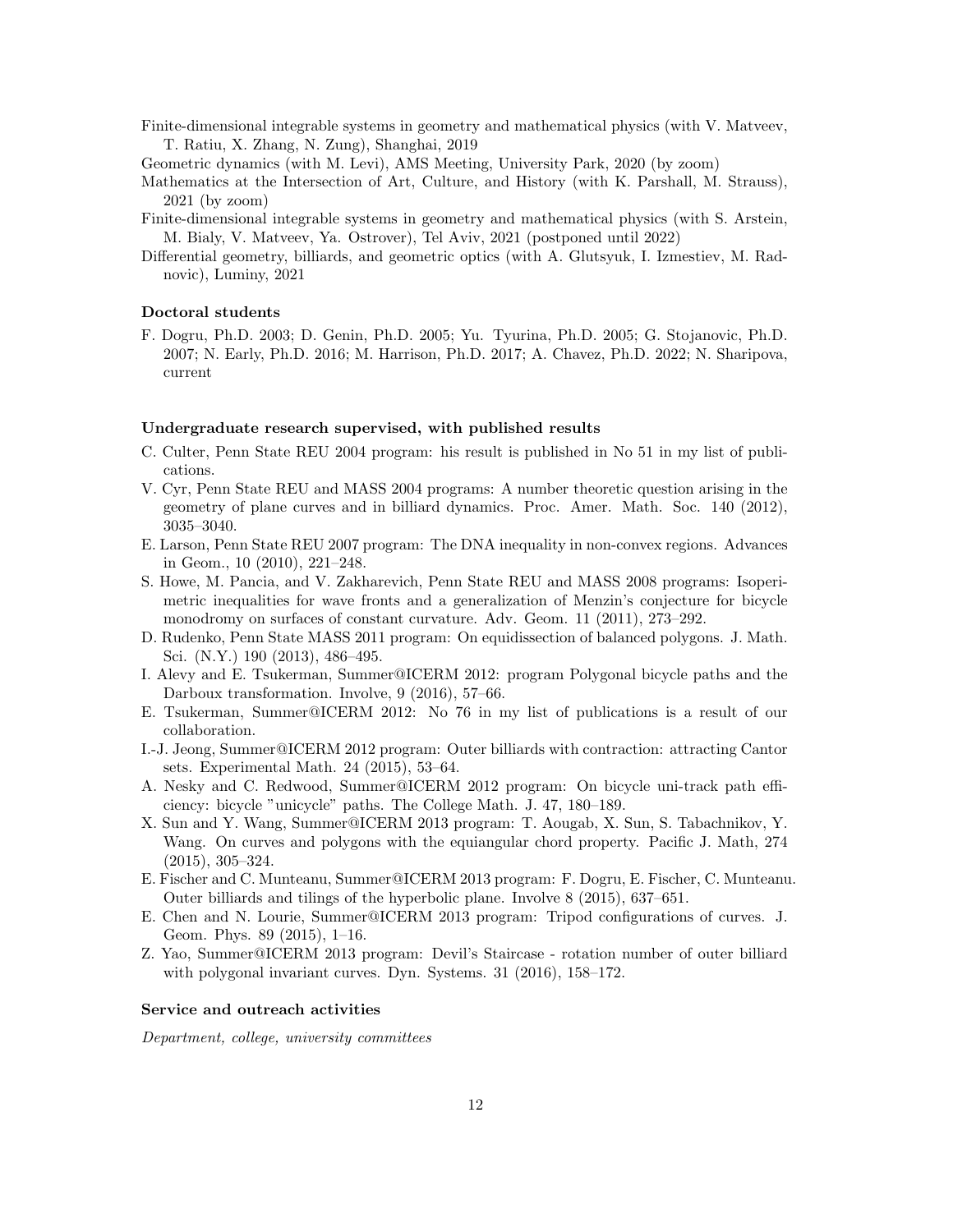Finite-dimensional integrable systems in geometry and mathematical physics (with V. Matveev, T. Ratiu, X. Zhang, N. Zung), Shanghai, 2019

Geometric dynamics (with M. Levi), AMS Meeting, University Park, 2020 (by zoom)

Mathematics at the Intersection of Art, Culture, and History (with K. Parshall, M. Strauss), 2021 (by zoom)

Finite-dimensional integrable systems in geometry and mathematical physics (with S. Arstein, M. Bialy, V. Matveev, Ya. Ostrover), Tel Aviv, 2021 (postponed until 2022)

Differential geometry, billiards, and geometric optics (with A. Glutsyuk, I. Izmestiev, M. Radnovic), Luminy, 2021

### Doctoral students

F. Dogru, Ph.D. 2003; D. Genin, Ph.D. 2005; Yu. Tyurina, Ph.D. 2005; G. Stojanovic, Ph.D. 2007; N. Early, Ph.D. 2016; M. Harrison, Ph.D. 2017; A. Chavez, Ph.D. 2022; N. Sharipova, current

### Undergraduate research supervised, with published results

C. Culter, Penn State REU 2004 program: his result is published in No 51 in my list of publications.

V. Cyr, Penn State REU and MASS 2004 programs: A number theoretic question arising in the geometry of plane curves and in billiard dynamics. Proc. Amer. Math. Soc. 140 (2012), 3035–3040.

E. Larson, Penn State REU 2007 program: The DNA inequality in non-convex regions. Advances in Geom., 10 (2010), 221–248.

S. Howe, M. Pancia, and V. Zakharevich, Penn State REU and MASS 2008 programs: Isoperimetric inequalities for wave fronts and a generalization of Menzin's conjecture for bicycle monodromy on surfaces of constant curvature. Adv. Geom. 11 (2011), 273–292.

D. Rudenko, Penn State MASS 2011 program: On equidissection of balanced polygons. J. Math. Sci. (N.Y.) 190 (2013), 486–495.

I. Alevy and E. Tsukerman, Summer@ICERM 2012: program Polygonal bicycle paths and the Darboux transformation. Involve, 9 (2016), 57–66.

E. Tsukerman, Summer@ICERM 2012: No 76 in my list of publications is a result of our collaboration.

I.-J. Jeong, Summer@ICERM 2012 program: Outer billiards with contraction: attracting Cantor sets. Experimental Math. 24 (2015), 53–64.

A. Nesky and C. Redwood, Summer@ICERM 2012 program: On bicycle uni-track path efficiency: bicycle "unicycle" paths. The College Math. J. 47, 180–189.

X. Sun and Y. Wang, Summer@ICERM 2013 program: T. Aougab, X. Sun, S. Tabachnikov, Y. Wang. On curves and polygons with the equiangular chord property. Pacific J. Math, 274 (2015), 305–324.

E. Fischer and C. Munteanu, Summer@ICERM 2013 program: F. Dogru, E. Fischer, C. Munteanu. Outer billiards and tilings of the hyperbolic plane. Involve 8 (2015), 637–651.

E. Chen and N. Lourie, Summer@ICERM 2013 program: Tripod configurations of curves. J. Geom. Phys. 89 (2015), 1–16.

Z. Yao, Summer@ICERM 2013 program: Devil's Staircase - rotation number of outer billiard with polygonal invariant curves. Dyn. Systems. 31 (2016), 158–172.

### Service and outreach activities

*Department, college, university committees*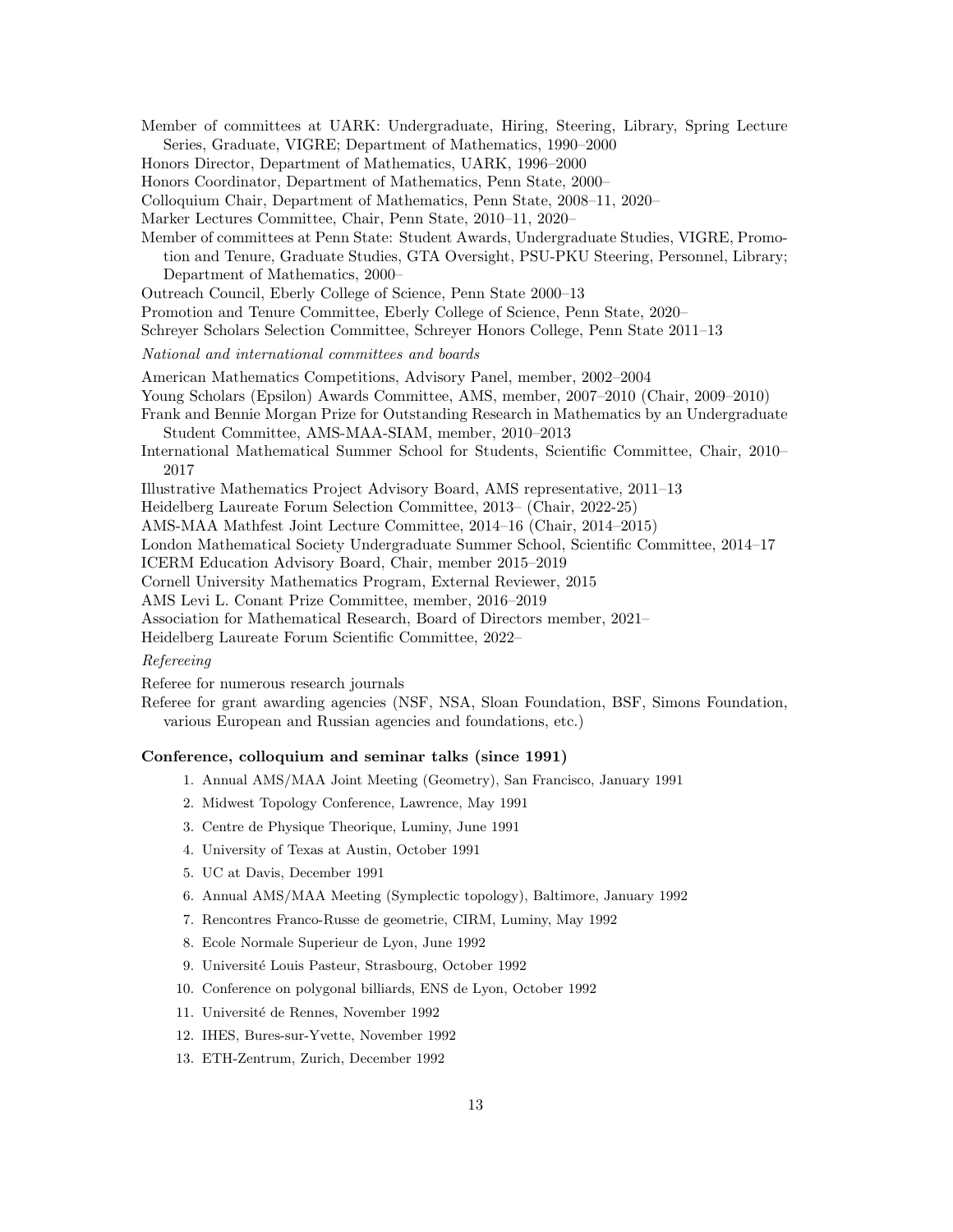Member of committees at UARK: Undergraduate, Hiring, Steering, Library, Spring Lecture Series, Graduate, VIGRE; Department of Mathematics, 1990–2000

Honors Director, Department of Mathematics, UARK, 1996–2000

Honors Coordinator, Department of Mathematics, Penn State, 2000–

Colloquium Chair, Department of Mathematics, Penn State, 2008–11, 2020–

Marker Lectures Committee, Chair, Penn State, 2010–11, 2020–

Member of committees at Penn State: Student Awards, Undergraduate Studies, VIGRE, Promotion and Tenure, Graduate Studies, GTA Oversight, PSU-PKU Steering, Personnel, Library; Department of Mathematics, 2000–

Outreach Council, Eberly College of Science, Penn State 2000–13

Promotion and Tenure Committee, Eberly College of Science, Penn State, 2020–

Schreyer Scholars Selection Committee, Schreyer Honors College, Penn State 2011–13

*National and international committees and boards*

American Mathematics Competitions, Advisory Panel, member, 2002–2004

Young Scholars (Epsilon) Awards Committee, AMS, member, 2007–2010 (Chair, 2009–2010)

Frank and Bennie Morgan Prize for Outstanding Research in Mathematics by an Undergraduate Student Committee, AMS-MAA-SIAM, member, 2010–2013

International Mathematical Summer School for Students, Scientific Committee, Chair, 2010–2017

Illustrative Mathematics Project Advisory Board, AMS representative, 2011–13

Heidelberg Laureate Forum Selection Committee, 2013– (Chair, 2022-25)

AMS-MAA Mathfest Joint Lecture Committee, 2014–16 (Chair, 2014–2015)

London Mathematical Society Undergraduate Summer School, Scientific Committee, 2014–17

ICERM Education Advisory Board, Chair, member 2015–2019

Cornell University Mathematics Program, External Reviewer, 2015

AMS Levi L. Conant Prize Committee, member, 2016–2019

Association for Mathematical Research, Board of Directors member, 2021–

Heidelberg Laureate Forum Scientific Committee, 2022–

*Refereeing*

Referee for numerous research journals

Referee for grant awarding agencies (NSF, NSA, Sloan Foundation, BSF, Simons Foundation, various European and Russian agencies and foundations, etc.)

**Conference, colloquium and seminar talks (since 1991)**

1. Annual AMS/MAA Joint Meeting (Geometry), San Francisco, January 1991
2. Midwest Topology Conference, Lawrence, May 1991
3. Centre de Physique Theorique, Luminy, June 1991
4. University of Texas at Austin, October 1991
5. UC at Davis, December 1991
6. Annual AMS/MAA Meeting (Symplectic topology), Baltimore, January 1992
7. Rencontres Franco-Russe de geometrie, CIRM, Luminy, May 1992
8. Ecole Normale Superieur de Lyon, June 1992
9. Université Louis Pasteur, Strasbourg, October 1992
10. Conference on polygonal billiards, ENS de Lyon, October 1992
11. Université de Rennes, November 1992
12. IHES, Bures-sur-Yvette, November 1992
13. ETH-Zentrum, Zurich, December 1992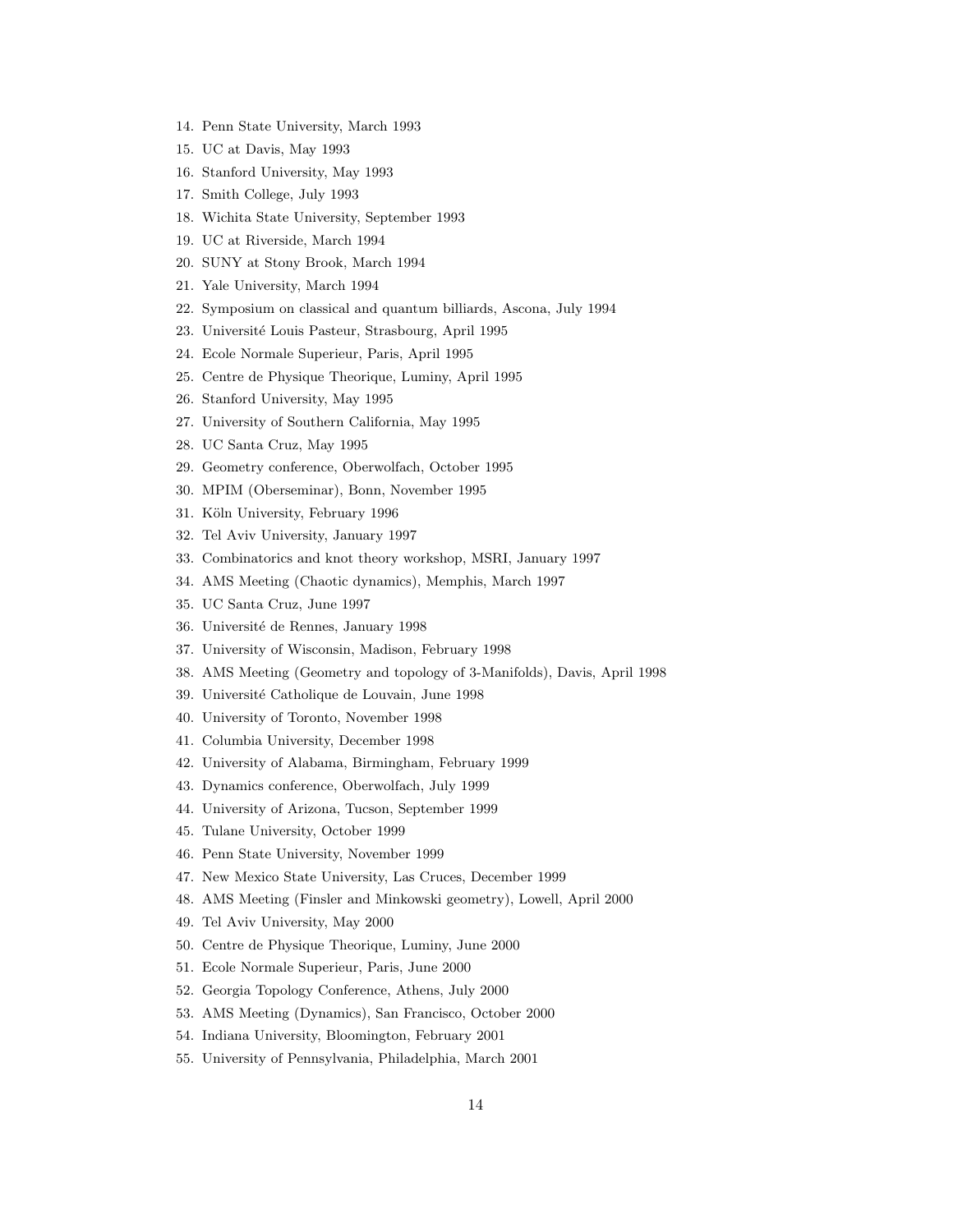14. Penn State University, March 1993
15. UC at Davis, May 1993
16. Stanford University, May 1993
17. Smith College, July 1993
18. Wichita State University, September 1993
19. UC at Riverside, March 1994
20. SUNY at Stony Brook, March 1994
21. Yale University, March 1994
22. Symposium on classical and quantum billiards, Ascona, July 1994
23. Université Louis Pasteur, Strasbourg, April 1995
24. Ecole Normale Superieur, Paris, April 1995
25. Centre de Physique Theorique, Luminy, April 1995
26. Stanford University, May 1995
27. University of Southern California, May 1995
28. UC Santa Cruz, May 1995
29. Geometry conference, Oberwolfach, October 1995
30. MPIM (Oberseminar), Bonn, November 1995
31. Köln University, February 1996
32. Tel Aviv University, January 1997
33. Combinatorics and knot theory workshop, MSRI, January 1997
34. AMS Meeting (Chaotic dynamics), Memphis, March 1997
35. UC Santa Cruz, June 1997
36. Université de Rennes, January 1998
37. University of Wisconsin, Madison, February 1998
38. AMS Meeting (Geometry and topology of 3-Manifolds), Davis, April 1998
39. Université Catholique de Louvain, June 1998
40. University of Toronto, November 1998
41. Columbia University, December 1998
42. University of Alabama, Birmingham, February 1999
43. Dynamics conference, Oberwolfach, July 1999
44. University of Arizona, Tucson, September 1999
45. Tulane University, October 1999
46. Penn State University, November 1999
47. New Mexico State University, Las Cruces, December 1999
48. AMS Meeting (Finsler and Minkowski geometry), Lowell, April 2000
49. Tel Aviv University, May 2000
50. Centre de Physique Theorique, Luminy, June 2000
51. Ecole Normale Superieur, Paris, June 2000
52. Georgia Topology Conference, Athens, July 2000
53. AMS Meeting (Dynamics), San Francisco, October 2000
54. Indiana University, Bloomington, February 2001
55. University of Pennsylvania, Philadelphia, March 2001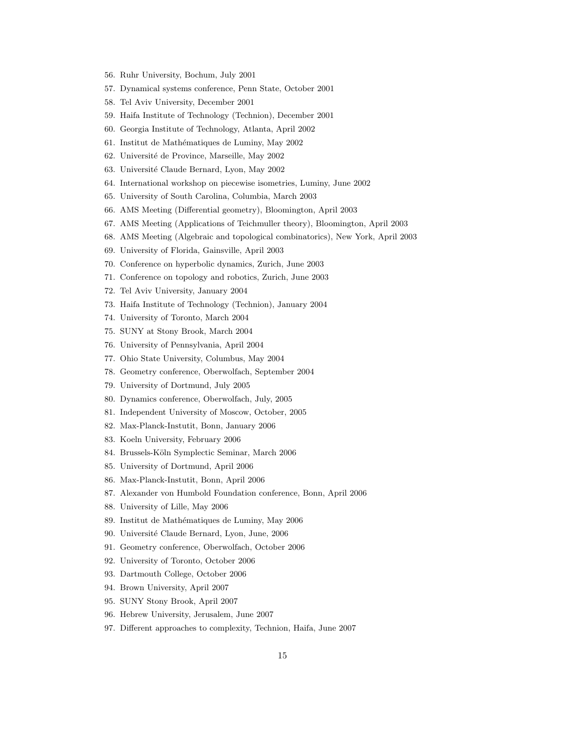56. Ruhr University, Bochum, July 2001
57. Dynamical systems conference, Penn State, October 2001
58. Tel Aviv University, December 2001
59. Haifa Institute of Technology (Technion), December 2001
60. Georgia Institute of Technology, Atlanta, April 2002
61. Institut de Mathématiques de Luminy, May 2002
62. Université de Province, Marseille, May 2002
63. Université Claude Bernard, Lyon, May 2002
64. International workshop on piecewise isometries, Luminy, June 2002
65. University of South Carolina, Columbia, March 2003
66. AMS Meeting (Differential geometry), Bloomington, April 2003
67. AMS Meeting (Applications of Teichmuller theory), Bloomington, April 2003
68. AMS Meeting (Algebraic and topological combinatorics), New York, April 2003
69. University of Florida, Gainsville, April 2003
70. Conference on hyperbolic dynamics, Zurich, June 2003
71. Conference on topology and robotics, Zurich, June 2003
72. Tel Aviv University, January 2004
73. Haifa Institute of Technology (Technion), January 2004
74. University of Toronto, March 2004
75. SUNY at Stony Brook, March 2004
76. University of Pennsylvania, April 2004
77. Ohio State University, Columbus, May 2004
78. Geometry conference, Oberwolfach, September 2004
79. University of Dortmund, July 2005
80. Dynamics conference, Oberwolfach, July, 2005
81. Independent University of Moscow, October, 2005
82. Max-Planck-Instutit, Bonn, January 2006
83. Koeln University, February 2006
84. Brussels-Köln Symplectic Seminar, March 2006
85. University of Dortmund, April 2006
86. Max-Planck-Instutit, Bonn, April 2006
87. Alexander von Humbold Foundation conference, Bonn, April 2006
88. University of Lille, May 2006
89. Institut de Mathématiques de Luminy, May 2006
90. Université Claude Bernard, Lyon, June, 2006
91. Geometry conference, Oberwolfach, October 2006
92. University of Toronto, October 2006
93. Dartmouth College, October 2006
94. Brown University, April 2007
95. SUNY Stony Brook, April 2007
96. Hebrew University, Jerusalem, June 2007
97. Different approaches to complexity, Technion, Haifa, June 2007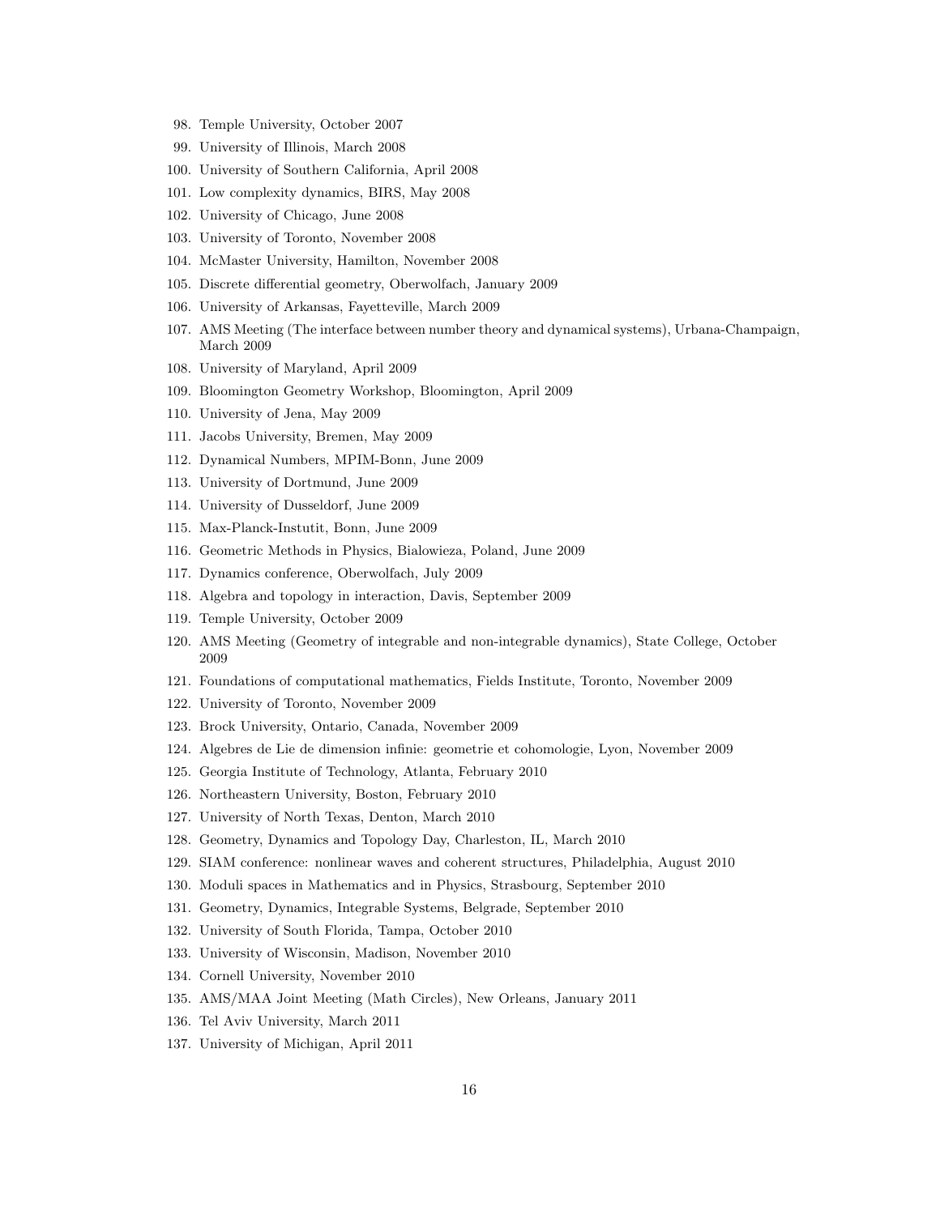98. Temple University, October 2007
99. University of Illinois, March 2008
100. University of Southern California, April 2008
101. Low complexity dynamics, BIRS, May 2008
102. University of Chicago, June 2008
103. University of Toronto, November 2008
104. McMaster University, Hamilton, November 2008
105. Discrete differential geometry, Oberwolfach, January 2009
106. University of Arkansas, Fayetteville, March 2009
107. AMS Meeting (The interface between number theory and dynamical systems), Urbana-Champaign, March 2009
108. University of Maryland, April 2009
109. Bloomington Geometry Workshop, Bloomington, April 2009
110. University of Jena, May 2009
111. Jacobs University, Bremen, May 2009
112. Dynamical Numbers, MPIM-Bonn, June 2009
113. University of Dortmund, June 2009
114. University of Dusseldorf, June 2009
115. Max-Planck-Instutit, Bonn, June 2009
116. Geometric Methods in Physics, Bialowieza, Poland, June 2009
117. Dynamics conference, Oberwolfach, July 2009
118. Algebra and topology in interaction, Davis, September 2009
119. Temple University, October 2009
120. AMS Meeting (Geometry of integrable and non-integrable dynamics), State College, October 2009
121. Foundations of computational mathematics, Fields Institute, Toronto, November 2009
122. University of Toronto, November 2009
123. Brock University, Ontario, Canada, November 2009
124. Algebres de Lie de dimension infinie: geometrie et cohomologie, Lyon, November 2009
125. Georgia Institute of Technology, Atlanta, February 2010
126. Northeastern University, Boston, February 2010
127. University of North Texas, Denton, March 2010
128. Geometry, Dynamics and Topology Day, Charleston, IL, March 2010
129. SIAM conference: nonlinear waves and coherent structures, Philadelphia, August 2010
130. Moduli spaces in Mathematics and in Physics, Strasbourg, September 2010
131. Geometry, Dynamics, Integrable Systems, Belgrade, September 2010
132. University of South Florida, Tampa, October 2010
133. University of Wisconsin, Madison, November 2010
134. Cornell University, November 2010
135. AMS/MAA Joint Meeting (Math Circles), New Orleans, January 2011
136. Tel Aviv University, March 2011
137. University of Michigan, April 2011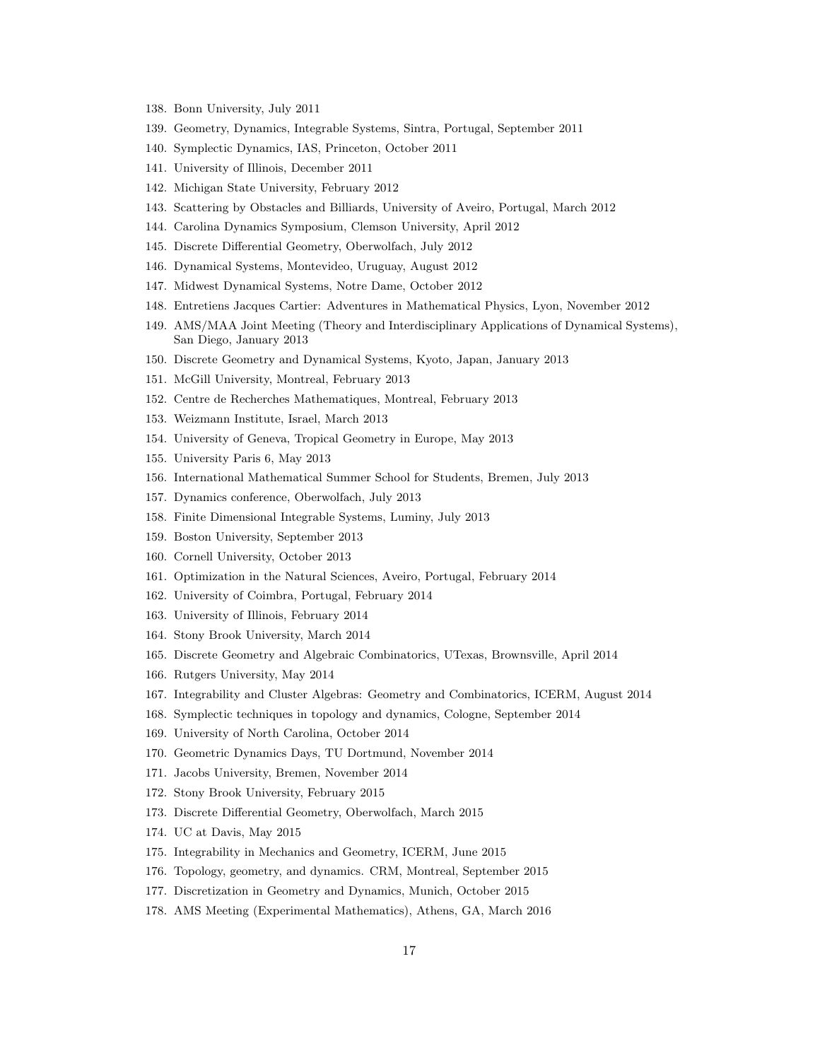138. Bonn University, July 2011
139. Geometry, Dynamics, Integrable Systems, Sintra, Portugal, September 2011
140. Symplectic Dynamics, IAS, Princeton, October 2011
141. University of Illinois, December 2011
142. Michigan State University, February 2012
143. Scattering by Obstacles and Billiards, University of Aveiro, Portugal, March 2012
144. Carolina Dynamics Symposium, Clemson University, April 2012
145. Discrete Differential Geometry, Oberwolfach, July 2012
146. Dynamical Systems, Montevideo, Uruguay, August 2012
147. Midwest Dynamical Systems, Notre Dame, October 2012
148. Entretiens Jacques Cartier: Adventures in Mathematical Physics, Lyon, November 2012
149. AMS/MAA Joint Meeting (Theory and Interdisciplinary Applications of Dynamical Systems), San Diego, January 2013
150. Discrete Geometry and Dynamical Systems, Kyoto, Japan, January 2013
151. McGill University, Montreal, February 2013
152. Centre de Recherches Mathematiques, Montreal, February 2013
153. Weizmann Institute, Israel, March 2013
154. University of Geneva, Tropical Geometry in Europe, May 2013
155. University Paris 6, May 2013
156. International Mathematical Summer School for Students, Bremen, July 2013
157. Dynamics conference, Oberwolfach, July 2013
158. Finite Dimensional Integrable Systems, Luminy, July 2013
159. Boston University, September 2013
160. Cornell University, October 2013
161. Optimization in the Natural Sciences, Aveiro, Portugal, February 2014
162. University of Coimbra, Portugal, February 2014
163. University of Illinois, February 2014
164. Stony Brook University, March 2014
165. Discrete Geometry and Algebraic Combinatorics, UTexas, Brownsville, April 2014
166. Rutgers University, May 2014
167. Integrability and Cluster Algebras: Geometry and Combinatorics, ICERM, August 2014
168. Symplectic techniques in topology and dynamics, Cologne, September 2014
169. University of North Carolina, October 2014
170. Geometric Dynamics Days, TU Dortmund, November 2014
171. Jacobs University, Bremen, November 2014
172. Stony Brook University, February 2015
173. Discrete Differential Geometry, Oberwolfach, March 2015
174. UC at Davis, May 2015
175. Integrability in Mechanics and Geometry, ICERM, June 2015
176. Topology, geometry, and dynamics. CRM, Montreal, September 2015
177. Discretization in Geometry and Dynamics, Munich, October 2015
178. AMS Meeting (Experimental Mathematics), Athens, GA, March 2016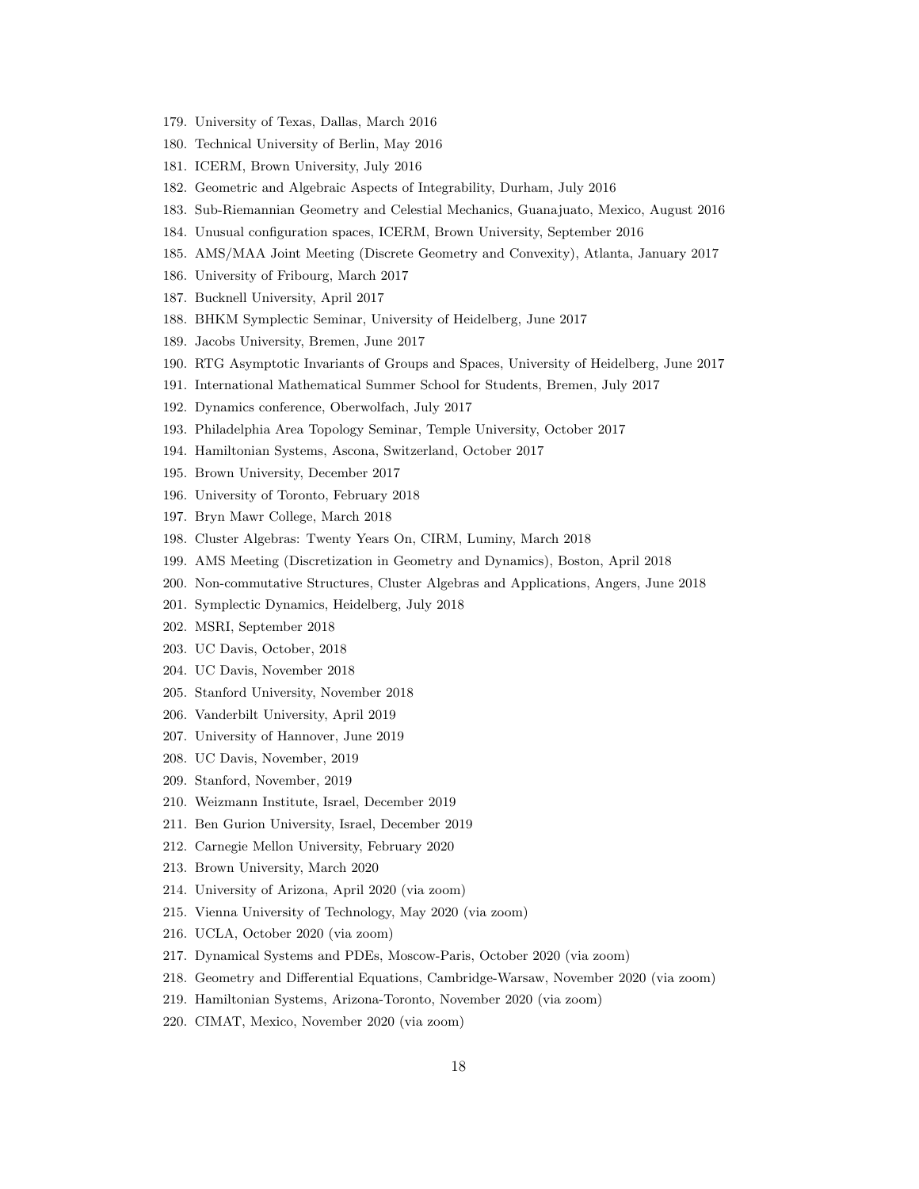179. University of Texas, Dallas, March 2016
180. Technical University of Berlin, May 2016
181. ICERM, Brown University, July 2016
182. Geometric and Algebraic Aspects of Integrability, Durham, July 2016
183. Sub-Riemannian Geometry and Celestial Mechanics, Guanajuato, Mexico, August 2016
184. Unusual configuration spaces, ICERM, Brown University, September 2016
185. AMS/MAA Joint Meeting (Discrete Geometry and Convexity), Atlanta, January 2017
186. University of Fribourg, March 2017
187. Bucknell University, April 2017
188. BHKM Symplectic Seminar, University of Heidelberg, June 2017
189. Jacobs University, Bremen, June 2017
190. RTG Asymptotic Invariants of Groups and Spaces, University of Heidelberg, June 2017
191. International Mathematical Summer School for Students, Bremen, July 2017
192. Dynamics conference, Oberwolfach, July 2017
193. Philadelphia Area Topology Seminar, Temple University, October 2017
194. Hamiltonian Systems, Ascona, Switzerland, October 2017
195. Brown University, December 2017
196. University of Toronto, February 2018
197. Bryn Mawr College, March 2018
198. Cluster Algebras: Twenty Years On, CIRM, Luminy, March 2018
199. AMS Meeting (Discretization in Geometry and Dynamics), Boston, April 2018
200. Non-commutative Structures, Cluster Algebras and Applications, Angers, June 2018
201. Symplectic Dynamics, Heidelberg, July 2018
202. MSRI, September 2018
203. UC Davis, October, 2018
204. UC Davis, November 2018
205. Stanford University, November 2018
206. Vanderbilt University, April 2019
207. University of Hannover, June 2019
208. UC Davis, November, 2019
209. Stanford, November, 2019
210. Weizmann Institute, Israel, December 2019
211. Ben Gurion University, Israel, December 2019
212. Carnegie Mellon University, February 2020
213. Brown University, March 2020
214. University of Arizona, April 2020 (via zoom)
215. Vienna University of Technology, May 2020 (via zoom)
216. UCLA, October 2020 (via zoom)
217. Dynamical Systems and PDEs, Moscow-Paris, October 2020 (via zoom)
218. Geometry and Differential Equations, Cambridge-Warsaw, November 2020 (via zoom)
219. Hamiltonian Systems, Arizona-Toronto, November 2020 (via zoom)
220. CIMAT, Mexico, November 2020 (via zoom)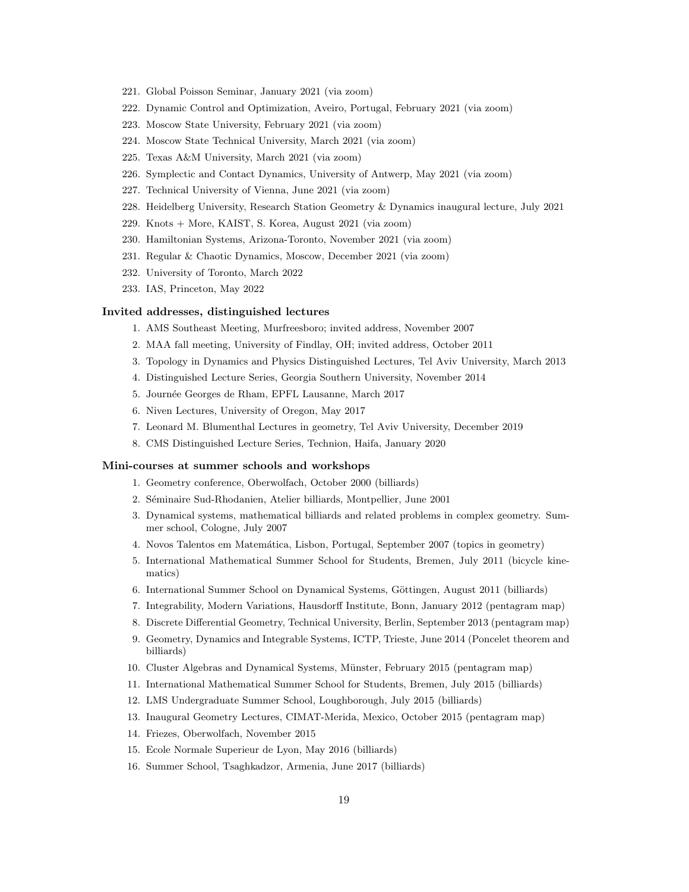221. Global Poisson Seminar, January 2021 (via zoom)
222. Dynamic Control and Optimization, Aveiro, Portugal, February 2021 (via zoom)
223. Moscow State University, February 2021 (via zoom)
224. Moscow State Technical University, March 2021 (via zoom)
225. Texas A&M University, March 2021 (via zoom)
226. Symplectic and Contact Dynamics, University of Antwerp, May 2021 (via zoom)
227. Technical University of Vienna, June 2021 (via zoom)
228. Heidelberg University, Research Station Geometry & Dynamics inaugural lecture, July 2021
229. Knots + More, KAIST, S. Korea, August 2021 (via zoom)
230. Hamiltonian Systems, Arizona-Toronto, November 2021 (via zoom)
231. Regular & Chaotic Dynamics, Moscow, December 2021 (via zoom)
232. University of Toronto, March 2022
233. IAS, Princeton, May 2022

### Invited addresses, distinguished lectures

1. AMS Southeast Meeting, Murfreesboro; invited address, November 2007
2. MAA fall meeting, University of Findlay, OH; invited address, October 2011
3. Topology in Dynamics and Physics Distinguished Lectures, Tel Aviv University, March 2013
4. Distinguished Lecture Series, Georgia Southern University, November 2014
5. Journée Georges de Rham, EPFL Lausanne, March 2017
6. Niven Lectures, University of Oregon, May 2017
7. Leonard M. Blumenthal Lectures in geometry, Tel Aviv University, December 2019
8. CMS Distinguished Lecture Series, Technion, Haifa, January 2020

### Mini-courses at summer schools and workshops

1. Geometry conference, Oberwolfach, October 2000 (billiards)
2. Séminaire Sud-Rhodanien, Atelier billiards, Montpellier, June 2001
3. Dynamical systems, mathematical billiards and related problems in complex geometry. Summer school, Cologne, July 2007
4. Novos Talentos em Matemática, Lisbon, Portugal, September 2007 (topics in geometry)
5. International Mathematical Summer School for Students, Bremen, July 2011 (bicycle kinematics)
6. International Summer School on Dynamical Systems, Göttingen, August 2011 (billiards)
7. Integrability, Modern Variations, Hausdorff Institute, Bonn, January 2012 (pentagram map)
8. Discrete Differential Geometry, Technical University, Berlin, September 2013 (pentagram map)
9. Geometry, Dynamics and Integrable Systems, ICTP, Trieste, June 2014 (Poncelet theorem and billiards)
10. Cluster Algebras and Dynamical Systems, Münster, February 2015 (pentagram map)
11. International Mathematical Summer School for Students, Bremen, July 2015 (billiards)
12. LMS Undergraduate Summer School, Loughborough, July 2015 (billiards)
13. Inaugural Geometry Lectures, CIMAT-Merida, Mexico, October 2015 (pentagram map)
14. Friezes, Oberwolfach, November 2015
15. Ecole Normale Superieur de Lyon, May 2016 (billiards)
16. Summer School, Tsaghkadzor, Armenia, June 2017 (billiards)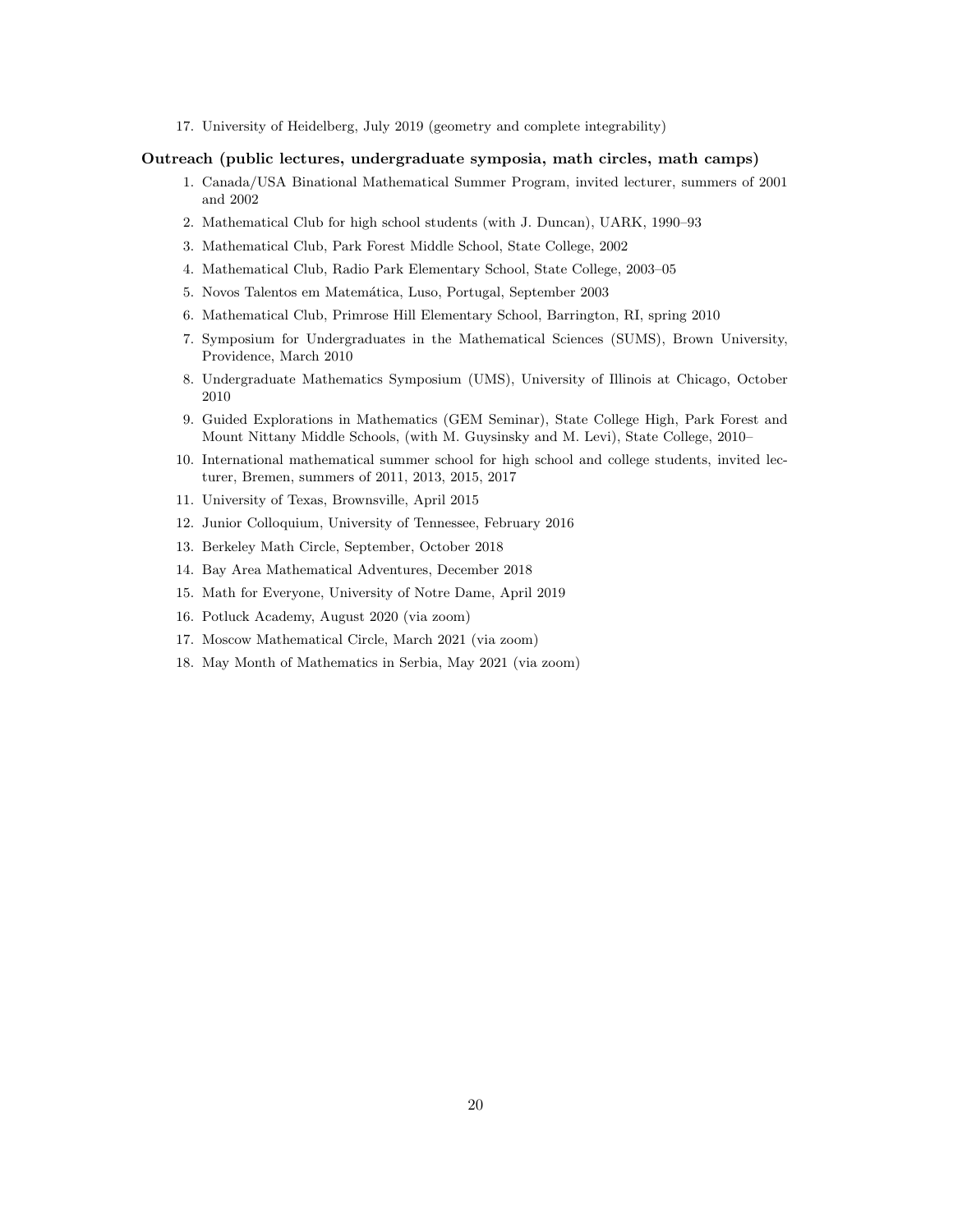17. University of Heidelberg, July 2019 (geometry and complete integrability)

**Outreach (public lectures, undergraduate symposia, math circles, math camps)**

1. Canada/USA Binational Mathematical Summer Program, invited lecturer, summers of 2001 and 2002
2. Mathematical Club for high school students (with J. Duncan), UARK, 1990–93
3. Mathematical Club, Park Forest Middle School, State College, 2002
4. Mathematical Club, Radio Park Elementary School, State College, 2003–05
5. Novos Talentos em Matemática, Luso, Portugal, September 2003
6. Mathematical Club, Primrose Hill Elementary School, Barrington, RI, spring 2010
7. Symposium for Undergraduates in the Mathematical Sciences (SUMS), Brown University, Providence, March 2010
8. Undergraduate Mathematics Symposium (UMS), University of Illinois at Chicago, October 2010
9. Guided Explorations in Mathematics (GEM Seminar), State College High, Park Forest and Mount Nittany Middle Schools, (with M. Guysinsky and M. Levi), State College, 2010–
10. International mathematical summer school for high school and college students, invited lecturer, Bremen, summers of 2011, 2013, 2015, 2017
11. University of Texas, Brownsville, April 2015
12. Junior Colloquium, University of Tennessee, February 2016
13. Berkeley Math Circle, September, October 2018
14. Bay Area Mathematical Adventures, December 2018
15. Math for Everyone, University of Notre Dame, April 2019
16. Potluck Academy, August 2020 (via zoom)
17. Moscow Mathematical Circle, March 2021 (via zoom)
18. May Month of Mathematics in Serbia, May 2021 (via zoom)